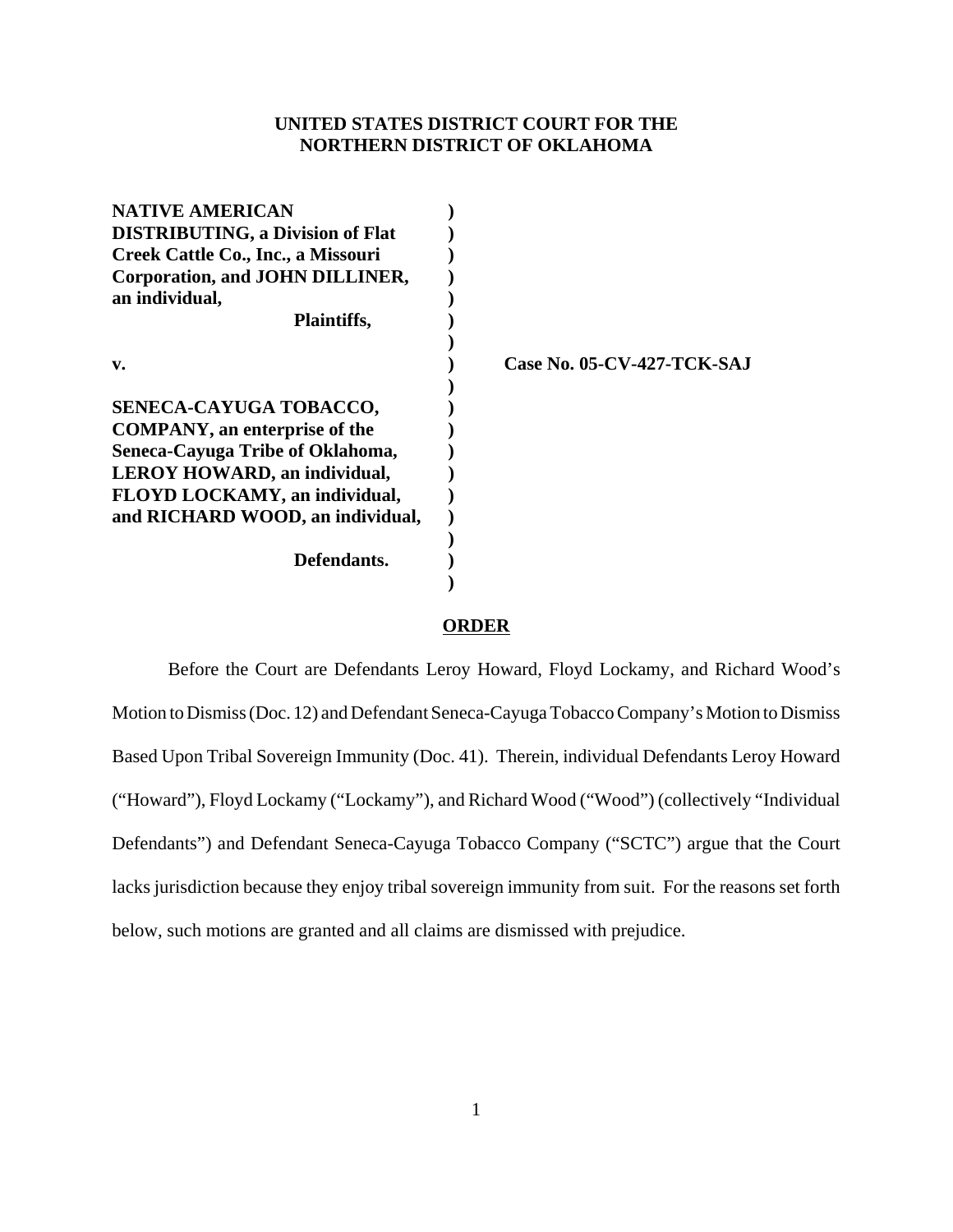# UNITED STATES DISTRICT COURT FOR THE NORTHERN DISTRICT OF OKLAHOMA

**NATIVE AMERICAN DISTRIBUTING, a Division of Flat Creek Cattle Co., Inc., a Missouri Corporation, and JOHN DILLINER, an individual,**

**Plaintiffs,**

**v.**

**SENECA-CAYUGA TOBACCO, COMPANY, an enterprise of the Seneca-Cayuga Tribe of Oklahoma, LEROY HOWARD, an individual, FLOYD LOCKAMY, an individual, and RICHARD WOOD, an individual,**

**Defendants.**

**Case No. 05-CV-427-TCK-SAJ**

## ORDER

Before the Court are Defendants Leroy Howard, Floyd Lockamy, and Richard Wood's Motion to Dismiss (Doc. 12) and Defendant Seneca-Cayuga Tobacco Company's Motion to Dismiss Based Upon Tribal Sovereign Immunity (Doc. 41). Therein, individual Defendants Leroy Howard ("Howard"), Floyd Lockamy ("Lockamy"), and Richard Wood ("Wood") (collectively "Individual Defendants") and Defendant Seneca-Cayuga Tobacco Company ("SCTC") argue that the Court lacks jurisdiction because they enjoy tribal sovereign immunity from suit. For the reasons set forth below, such motions are granted and all claims are dismissed with prejudice.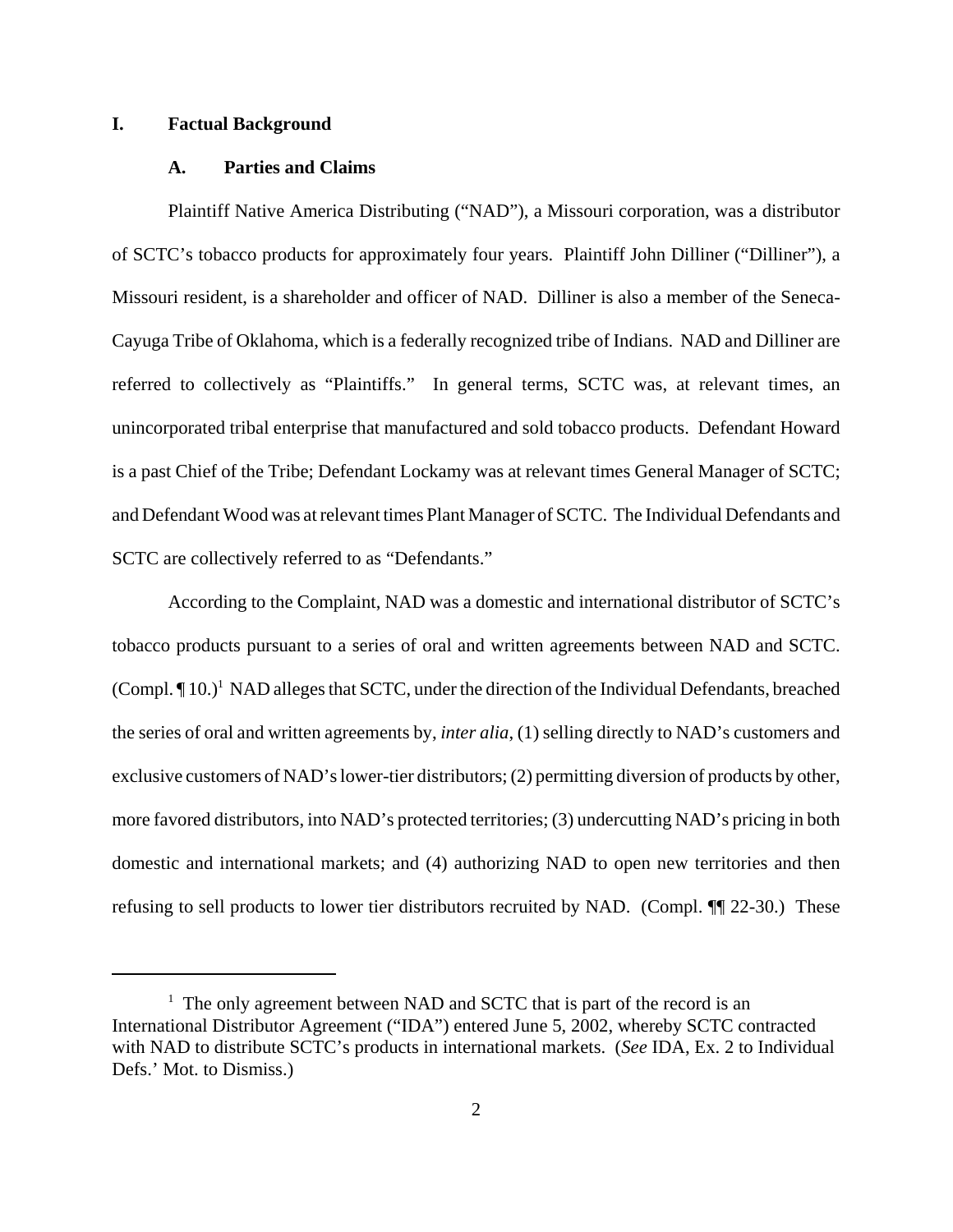## I. Factual Background

### A. Parties and Claims

Plaintiff Native America Distributing ("NAD"), a Missouri corporation, was a distributor of SCTC's tobacco products for approximately four years. Plaintiff John Dilliner ("Dilliner"), a Missouri resident, is a shareholder and officer of NAD. Dilliner is also a member of the Seneca-Cayuga Tribe of Oklahoma, which is a federally recognized tribe of Indians. NAD and Dilliner are referred to collectively as "Plaintiffs." In general terms, SCTC was, at relevant times, an unincorporated tribal enterprise that manufactured and sold tobacco products. Defendant Howard is a past Chief of the Tribe; Defendant Lockamy was at relevant times General Manager of SCTC; and Defendant Wood was at relevant times Plant Manager of SCTC. The Individual Defendants and SCTC are collectively referred to as "Defendants."

According to the Complaint, NAD was a domestic and international distributor of SCTC's tobacco products pursuant to a series of oral and written agreements between NAD and SCTC. (Compl. ¶ 10.)[1] NAD alleges that SCTC, under the direction of the Individual Defendants, breached the series of oral and written agreements by, *inter alia*, (1) selling directly to NAD's customers and exclusive customers of NAD's lower-tier distributors; (2) permitting diversion of products by other, more favored distributors, into NAD's protected territories; (3) undercutting NAD's pricing in both domestic and international markets; and (4) authorizing NAD to open new territories and then refusing to sell products to lower tier distributors recruited by NAD. (Compl. ¶¶ 22-30.) These

[1] The only agreement between NAD and SCTC that is part of the record is an International Distributor Agreement ("IDA") entered June 5, 2002, whereby SCTC contracted with NAD to distribute SCTC's products in international markets. (*See* IDA, Ex. 2 to Individual Defs.' Mot. to Dismiss.)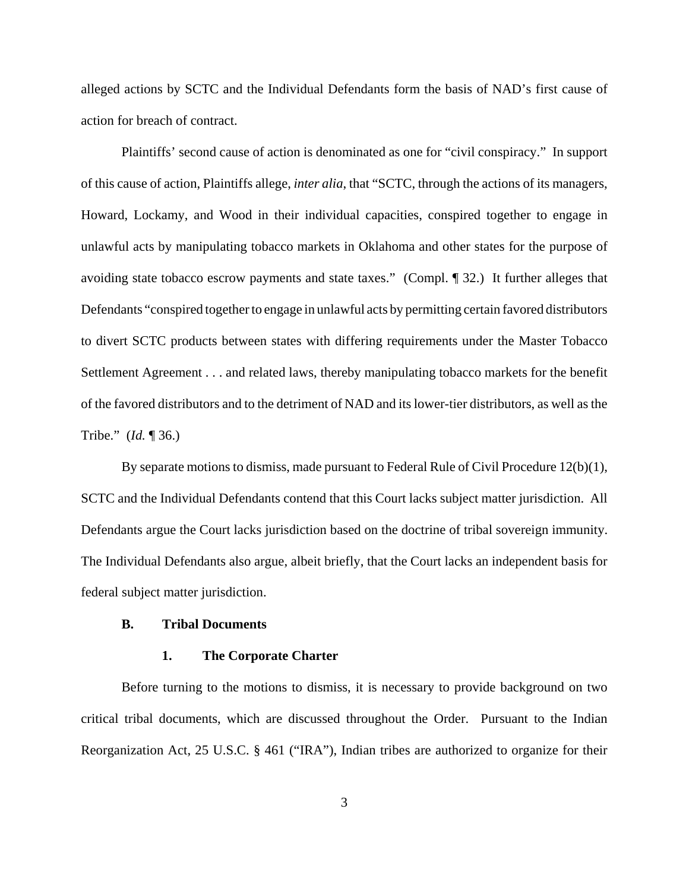alleged actions by SCTC and the Individual Defendants form the basis of NAD's first cause of action for breach of contract.

Plaintiffs' second cause of action is denominated as one for "civil conspiracy." In support of this cause of action, Plaintiffs allege, *inter alia*, that "SCTC, through the actions of its managers, Howard, Lockamy, and Wood in their individual capacities, conspired together to engage in unlawful acts by manipulating tobacco markets in Oklahoma and other states for the purpose of avoiding state tobacco escrow payments and state taxes." (Compl. ¶ 32.) It further alleges that Defendants "conspired together to engage in unlawful acts by permitting certain favored distributors to divert SCTC products between states with differing requirements under the Master Tobacco Settlement Agreement . . . and related laws, thereby manipulating tobacco markets for the benefit of the favored distributors and to the detriment of NAD and its lower-tier distributors, as well as the Tribe." (*Id.* ¶ 36.)

By separate motions to dismiss, made pursuant to Federal Rule of Civil Procedure 12(b)(1), SCTC and the Individual Defendants contend that this Court lacks subject matter jurisdiction. All Defendants argue the Court lacks jurisdiction based on the doctrine of tribal sovereign immunity. The Individual Defendants also argue, albeit briefly, that the Court lacks an independent basis for federal subject matter jurisdiction.

### B. Tribal Documents

#### 1. The Corporate Charter

Before turning to the motions to dismiss, it is necessary to provide background on two critical tribal documents, which are discussed throughout the Order. Pursuant to the Indian Reorganization Act, 25 U.S.C. § 461 ("IRA"), Indian tribes are authorized to organize for their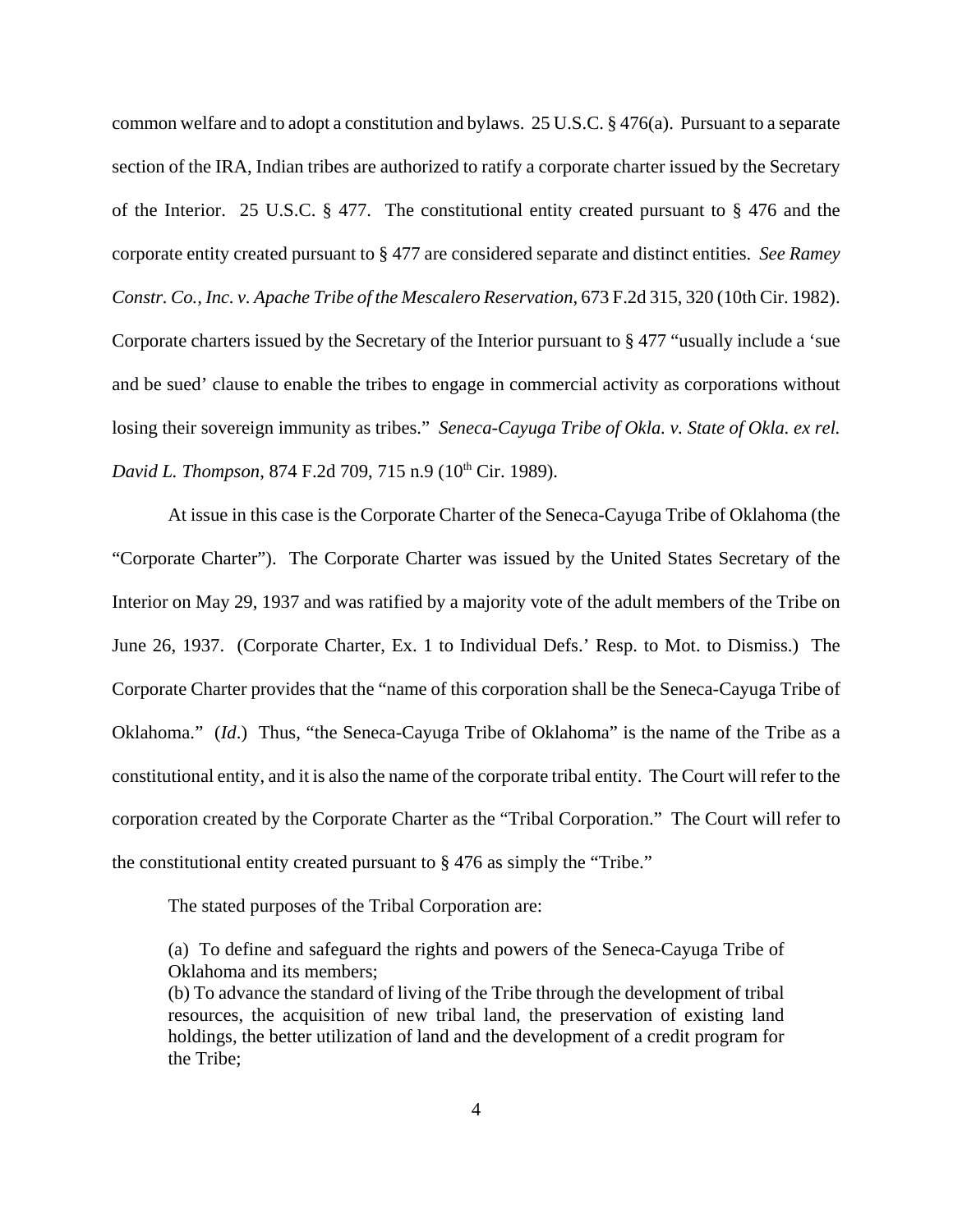common welfare and to adopt a constitution and bylaws. 25 U.S.C. § 476(a). Pursuant to a separate section of the IRA, Indian tribes are authorized to ratify a corporate charter issued by the Secretary of the Interior. 25 U.S.C. § 477. The constitutional entity created pursuant to § 476 and the corporate entity created pursuant to § 477 are considered separate and distinct entities. *See Ramey Constr. Co., Inc. v. Apache Tribe of the Mescalero Reservation*, 673 F.2d 315, 320 (10th Cir. 1982). Corporate charters issued by the Secretary of the Interior pursuant to § 477 "usually include a 'sue and be sued' clause to enable the tribes to engage in commercial activity as corporations without losing their sovereign immunity as tribes." *Seneca-Cayuga Tribe of Okla. v. State of Okla. ex rel. David L. Thompson*, 874 F.2d 709, 715 n.9 (10th Cir. 1989).

At issue in this case is the Corporate Charter of the Seneca-Cayuga Tribe of Oklahoma (the "Corporate Charter"). The Corporate Charter was issued by the United States Secretary of the Interior on May 29, 1937 and was ratified by a majority vote of the adult members of the Tribe on June 26, 1937. (Corporate Charter, Ex. 1 to Individual Defs.' Resp. to Mot. to Dismiss.) The Corporate Charter provides that the "name of this corporation shall be the Seneca-Cayuga Tribe of Oklahoma." (*Id*.) Thus, "the Seneca-Cayuga Tribe of Oklahoma" is the name of the Tribe as a constitutional entity, and it is also the name of the corporate tribal entity. The Court will refer to the corporation created by the Corporate Charter as the "Tribal Corporation." The Court will refer to the constitutional entity created pursuant to § 476 as simply the "Tribe."

The stated purposes of the Tribal Corporation are:

> (a) To define and safeguard the rights and powers of the Seneca-Cayuga Tribe of Oklahoma and its members;
> (b) To advance the standard of living of the Tribe through the development of tribal resources, the acquisition of new tribal land, the preservation of existing land holdings, the better utilization of land and the development of a credit program for the Tribe;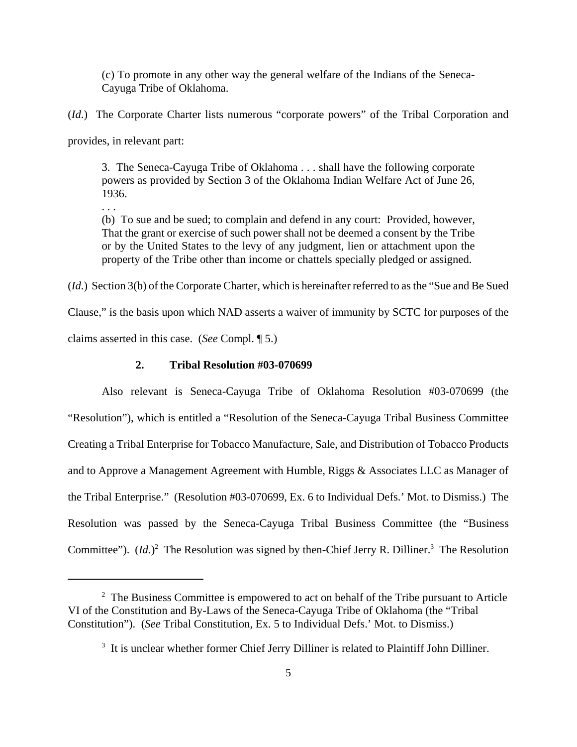> (c) To promote in any other way the general welfare of the Indians of the Seneca-Cayuga Tribe of Oklahoma.

(*Id.*) The Corporate Charter lists numerous "corporate powers" of the Tribal Corporation and provides, in relevant part:

> 3. The Seneca-Cayuga Tribe of Oklahoma . . . shall have the following corporate powers as provided by Section 3 of the Oklahoma Indian Welfare Act of June 26, 1936.
>
> . . .
>
> (b) To sue and be sued; to complain and defend in any court: Provided, however, That the grant or exercise of such power shall not be deemed a consent by the Tribe or by the United States to the levy of any judgment, lien or attachment upon the property of the Tribe other than income or chattels specially pledged or assigned.

(*Id.*) Section 3(b) of the Corporate Charter, which is hereinafter referred to as the "Sue and Be Sued Clause," is the basis upon which NAD asserts a waiver of immunity by SCTC for purposes of the claims asserted in this case. (*See* Compl. ¶ 5.)

### 2. Tribal Resolution #03-070699

Also relevant is Seneca-Cayuga Tribe of Oklahoma Resolution #03-070699 (the "Resolution"), which is entitled a "Resolution of the Seneca-Cayuga Tribal Business Committee Creating a Tribal Enterprise for Tobacco Manufacture, Sale, and Distribution of Tobacco Products and to Approve a Management Agreement with Humble, Riggs & Associates LLC as Manager of the Tribal Enterprise." (Resolution #03-070699, Ex. 6 to Individual Defs.' Mot. to Dismiss.) The Resolution was passed by the Seneca-Cayuga Tribal Business Committee (the "Business Committee"). (*Id.*)[2] The Resolution was signed by then-Chief Jerry R. Dilliner.[3] The Resolution

---

[2] The Business Committee is empowered to act on behalf of the Tribe pursuant to Article VI of the Constitution and By-Laws of the Seneca-Cayuga Tribe of Oklahoma (the "Tribal Constitution"). (*See* Tribal Constitution, Ex. 5 to Individual Defs.' Mot. to Dismiss.)

[3] It is unclear whether former Chief Jerry Dilliner is related to Plaintiff John Dilliner.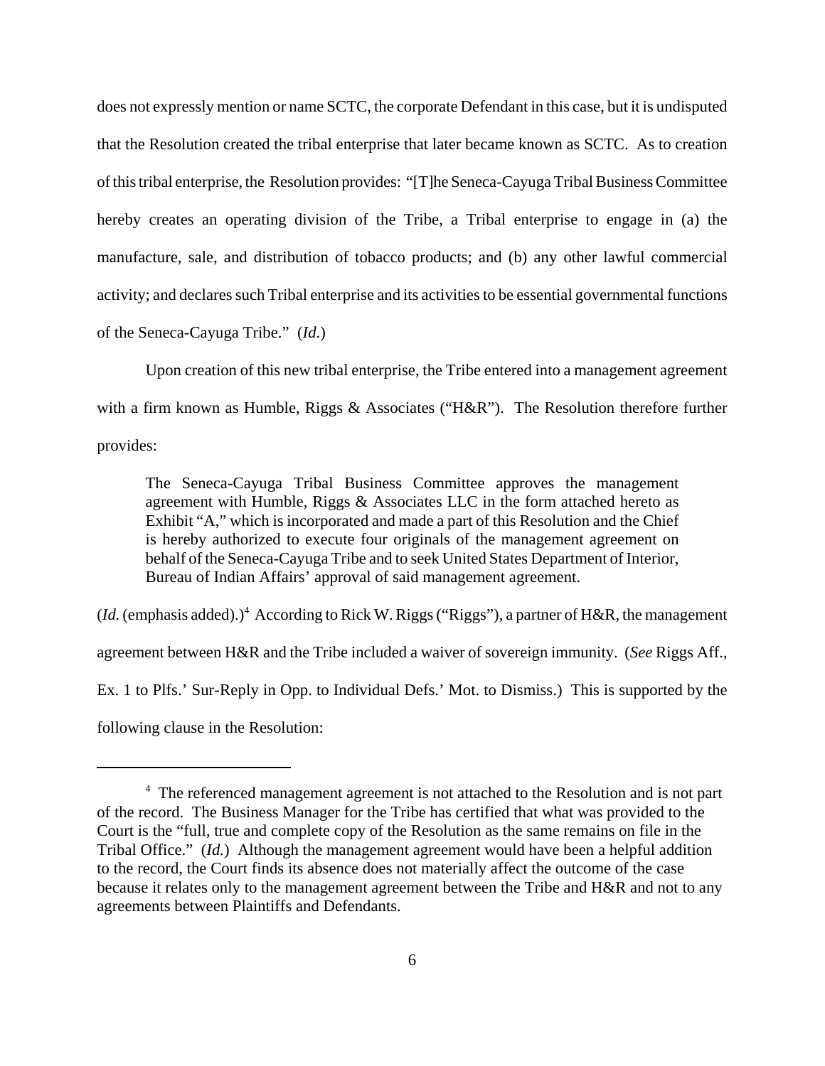does not expressly mention or name SCTC, the corporate Defendant in this case, but it is undisputed that the Resolution created the tribal enterprise that later became known as SCTC. As to creation of this tribal enterprise, the Resolution provides: "[T]he Seneca-Cayuga Tribal Business Committee hereby creates an operating division of the Tribe, a Tribal enterprise to engage in (a) the manufacture, sale, and distribution of tobacco products; and (b) any other lawful commercial activity; and declares such Tribal enterprise and its activities to be essential governmental functions of the Seneca-Cayuga Tribe." (*Id*.)

Upon creation of this new tribal enterprise, the Tribe entered into a management agreement with a firm known as Humble, Riggs & Associates ("H&R"). The Resolution therefore further provides:

> The Seneca-Cayuga Tribal Business Committee approves the management agreement with Humble, Riggs & Associates LLC in the form attached hereto as Exhibit "A," which is incorporated and made a part of this Resolution and the Chief is hereby authorized to execute four originals of the management agreement on behalf of the Seneca-Cayuga Tribe and to seek United States Department of Interior, Bureau of Indian Affairs' approval of said management agreement.

(*Id.* (emphasis added).)[4] According to Rick W. Riggs ("Riggs"), a partner of H&R, the management agreement between H&R and the Tribe included a waiver of sovereign immunity. (*See* Riggs Aff., Ex. 1 to Plfs.' Sur-Reply in Opp. to Individual Defs.' Mot. to Dismiss.) This is supported by the following clause in the Resolution:

---

[4] The referenced management agreement is not attached to the Resolution and is not part of the record. The Business Manager for the Tribe has certified that what was provided to the Court is the "full, true and complete copy of the Resolution as the same remains on file in the Tribal Office." (*Id.*) Although the management agreement would have been a helpful addition to the record, the Court finds its absence does not materially affect the outcome of the case because it relates only to the management agreement between the Tribe and H&R and not to any agreements between Plaintiffs and Defendants.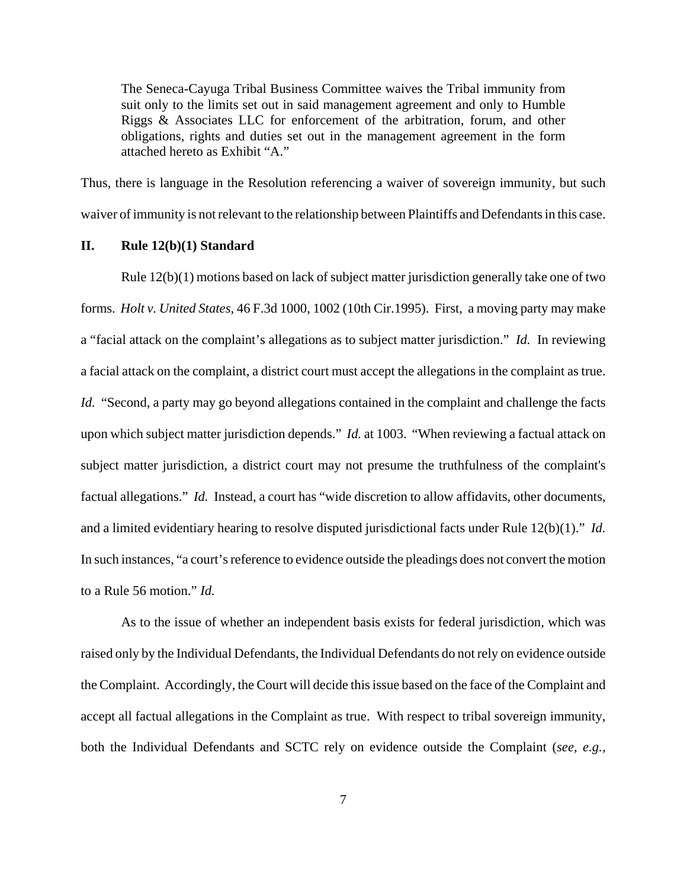> The Seneca-Cayuga Tribal Business Committee waives the Tribal immunity from suit only to the limits set out in said management agreement and only to Humble Riggs & Associates LLC for enforcement of the arbitration, forum, and other obligations, rights and duties set out in the management agreement in the form attached hereto as Exhibit "A."

Thus, there is language in the Resolution referencing a waiver of sovereign immunity, but such waiver of immunity is not relevant to the relationship between Plaintiffs and Defendants in this case.

## II. Rule 12(b)(1) Standard

Rule 12(b)(1) motions based on lack of subject matter jurisdiction generally take one of two forms. *Holt v. United States*, 46 F.3d 1000, 1002 (10th Cir.1995). First, a moving party may make a "facial attack on the complaint's allegations as to subject matter jurisdiction." *Id.* In reviewing a facial attack on the complaint, a district court must accept the allegations in the complaint as true. *Id.* "Second, a party may go beyond allegations contained in the complaint and challenge the facts upon which subject matter jurisdiction depends." *Id.* at 1003. "When reviewing a factual attack on subject matter jurisdiction, a district court may not presume the truthfulness of the complaint's factual allegations." *Id.* Instead, a court has "wide discretion to allow affidavits, other documents, and a limited evidentiary hearing to resolve disputed jurisdictional facts under Rule 12(b)(1)." *Id.* In such instances, "a court's reference to evidence outside the pleadings does not convert the motion to a Rule 56 motion." *Id.*

As to the issue of whether an independent basis exists for federal jurisdiction, which was raised only by the Individual Defendants, the Individual Defendants do not rely on evidence outside the Complaint. Accordingly, the Court will decide this issue based on the face of the Complaint and accept all factual allegations in the Complaint as true. With respect to tribal sovereign immunity, both the Individual Defendants and SCTC rely on evidence outside the Complaint (*see, e.g.,*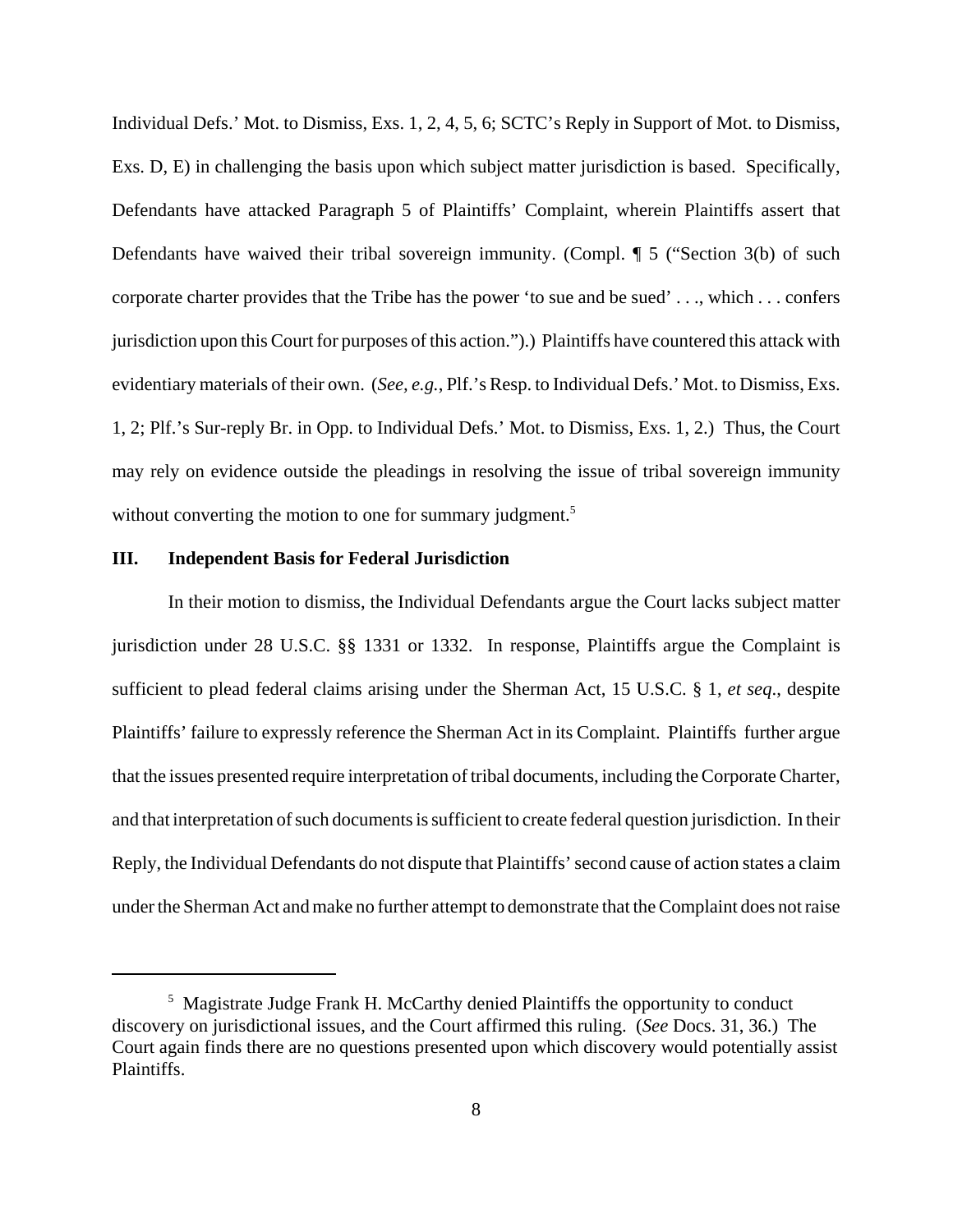Individual Defs.' Mot. to Dismiss, Exs. 1, 2, 4, 5, 6; SCTC's Reply in Support of Mot. to Dismiss, Exs. D, E) in challenging the basis upon which subject matter jurisdiction is based. Specifically, Defendants have attacked Paragraph 5 of Plaintiffs' Complaint, wherein Plaintiffs assert that Defendants have waived their tribal sovereign immunity. (Compl. ¶ 5 ("Section 3(b) of such corporate charter provides that the Tribe has the power 'to sue and be sued' . . ., which . . . confers jurisdiction upon this Court for purposes of this action.").) Plaintiffs have countered this attack with evidentiary materials of their own. (*See, e.g.*, Plf.'s Resp. to Individual Defs.' Mot. to Dismiss, Exs. 1, 2; Plf.'s Sur-reply Br. in Opp. to Individual Defs.' Mot. to Dismiss, Exs. 1, 2.) Thus, the Court may rely on evidence outside the pleadings in resolving the issue of tribal sovereign immunity without converting the motion to one for summary judgment.[5]

### III. Independent Basis for Federal Jurisdiction

In their motion to dismiss, the Individual Defendants argue the Court lacks subject matter jurisdiction under 28 U.S.C. §§ 1331 or 1332. In response, Plaintiffs argue the Complaint is sufficient to plead federal claims arising under the Sherman Act, 15 U.S.C. § 1, *et seq*., despite Plaintiffs' failure to expressly reference the Sherman Act in its Complaint. Plaintiffs further argue that the issues presented require interpretation of tribal documents, including the Corporate Charter, and that interpretation of such documents is sufficient to create federal question jurisdiction. In their Reply, the Individual Defendants do not dispute that Plaintiffs' second cause of action states a claim under the Sherman Act and make no further attempt to demonstrate that the Complaint does not raise

---

[5] Magistrate Judge Frank H. McCarthy denied Plaintiffs the opportunity to conduct discovery on jurisdictional issues, and the Court affirmed this ruling. (*See* Docs. 31, 36.) The Court again finds there are no questions presented upon which discovery would potentially assist Plaintiffs.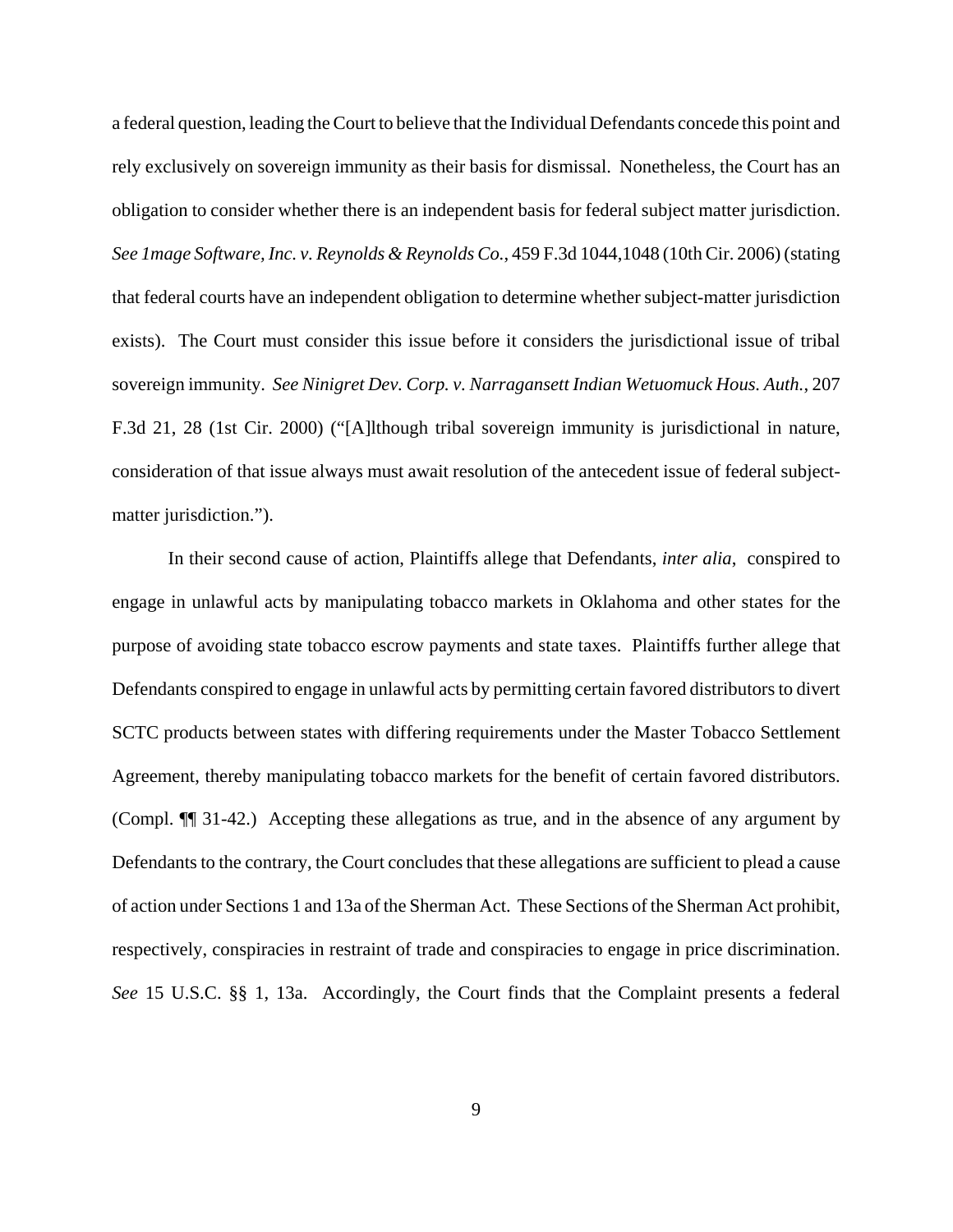a federal question, leading the Court to believe that the Individual Defendants concede this point and rely exclusively on sovereign immunity as their basis for dismissal. Nonetheless, the Court has an obligation to consider whether there is an independent basis for federal subject matter jurisdiction. *See 1mage Software, Inc. v. Reynolds & Reynolds Co.*, 459 F.3d 1044,1048 (10th Cir. 2006) (stating that federal courts have an independent obligation to determine whether subject-matter jurisdiction exists). The Court must consider this issue before it considers the jurisdictional issue of tribal sovereign immunity. *See Ninigret Dev. Corp. v. Narragansett Indian Wetuomuck Hous. Auth.*, 207 F.3d 21, 28 (1st Cir. 2000) ("[A]lthough tribal sovereign immunity is jurisdictional in nature, consideration of that issue always must await resolution of the antecedent issue of federal subject-matter jurisdiction.").

In their second cause of action, Plaintiffs allege that Defendants, *inter alia*, conspired to engage in unlawful acts by manipulating tobacco markets in Oklahoma and other states for the purpose of avoiding state tobacco escrow payments and state taxes. Plaintiffs further allege that Defendants conspired to engage in unlawful acts by permitting certain favored distributors to divert SCTC products between states with differing requirements under the Master Tobacco Settlement Agreement, thereby manipulating tobacco markets for the benefit of certain favored distributors. (Compl. ¶¶ 31-42.) Accepting these allegations as true, and in the absence of any argument by Defendants to the contrary, the Court concludes that these allegations are sufficient to plead a cause of action under Sections 1 and 13a of the Sherman Act. These Sections of the Sherman Act prohibit, respectively, conspiracies in restraint of trade and conspiracies to engage in price discrimination. *See* 15 U.S.C. §§ 1, 13a. Accordingly, the Court finds that the Complaint presents a federal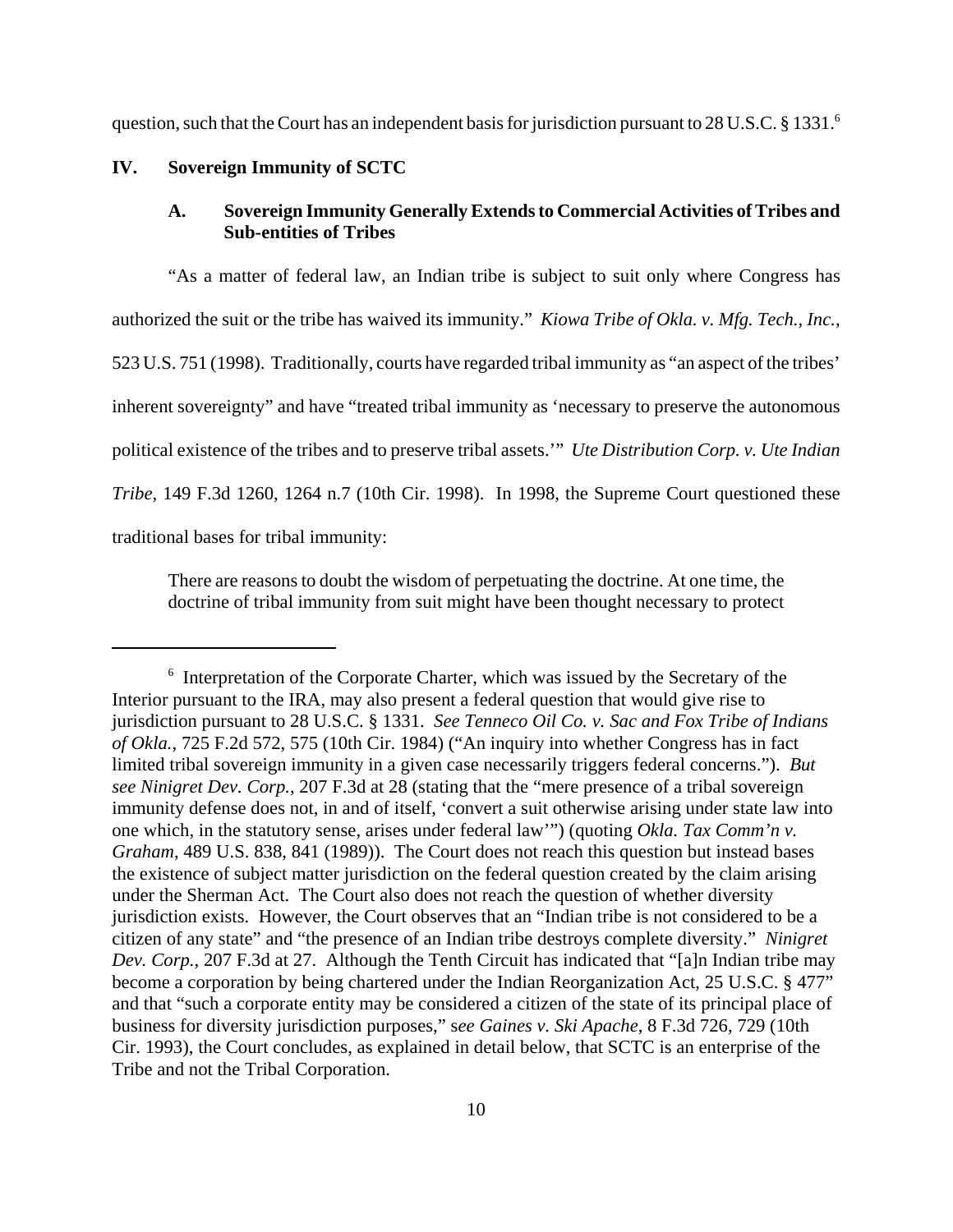question, such that the Court has an independent basis for jurisdiction pursuant to 28 U.S.C. § 1331.[6]

## IV. Sovereign Immunity of SCTC

### A. Sovereign Immunity Generally Extends to Commercial Activities of Tribes and Sub-entities of Tribes

"As a matter of federal law, an Indian tribe is subject to suit only where Congress has authorized the suit or the tribe has waived its immunity." *Kiowa Tribe of Okla. v. Mfg. Tech., Inc.*, 523 U.S. 751 (1998). Traditionally, courts have regarded tribal immunity as "an aspect of the tribes' inherent sovereignty" and have "treated tribal immunity as 'necessary to preserve the autonomous political existence of the tribes and to preserve tribal assets.'" *Ute Distribution Corp. v. Ute Indian Tribe*, 149 F.3d 1260, 1264 n.7 (10th Cir. 1998). In 1998, the Supreme Court questioned these traditional bases for tribal immunity:

> There are reasons to doubt the wisdom of perpetuating the doctrine. At one time, the doctrine of tribal immunity from suit might have been thought necessary to protect

---

[6] Interpretation of the Corporate Charter, which was issued by the Secretary of the Interior pursuant to the IRA, may also present a federal question that would give rise to jurisdiction pursuant to 28 U.S.C. § 1331. *See Tenneco Oil Co. v. Sac and Fox Tribe of Indians of Okla.*, 725 F.2d 572, 575 (10th Cir. 1984) ("An inquiry into whether Congress has in fact limited tribal sovereign immunity in a given case necessarily triggers federal concerns."). *But see Ninigret Dev. Corp.*, 207 F.3d at 28 (stating that the "mere presence of a tribal sovereign immunity defense does not, in and of itself, 'convert a suit otherwise arising under state law into one which, in the statutory sense, arises under federal law'") (quoting *Okla. Tax Comm'n v. Graham*, 489 U.S. 838, 841 (1989)). The Court does not reach this question but instead bases the existence of subject matter jurisdiction on the federal question created by the claim arising under the Sherman Act. The Court also does not reach the question of whether diversity jurisdiction exists. However, the Court observes that an "Indian tribe is not considered to be a citizen of any state" and "the presence of an Indian tribe destroys complete diversity." *Ninigret Dev. Corp.*, 207 F.3d at 27. Although the Tenth Circuit has indicated that "[a]n Indian tribe may become a corporation by being chartered under the Indian Reorganization Act, 25 U.S.C. § 477" and that "such a corporate entity may be considered a citizen of the state of its principal place of business for diversity jurisdiction purposes," s*ee Gaines v. Ski Apache*, 8 F.3d 726, 729 (10th Cir. 1993), the Court concludes, as explained in detail below, that SCTC is an enterprise of the Tribe and not the Tribal Corporation.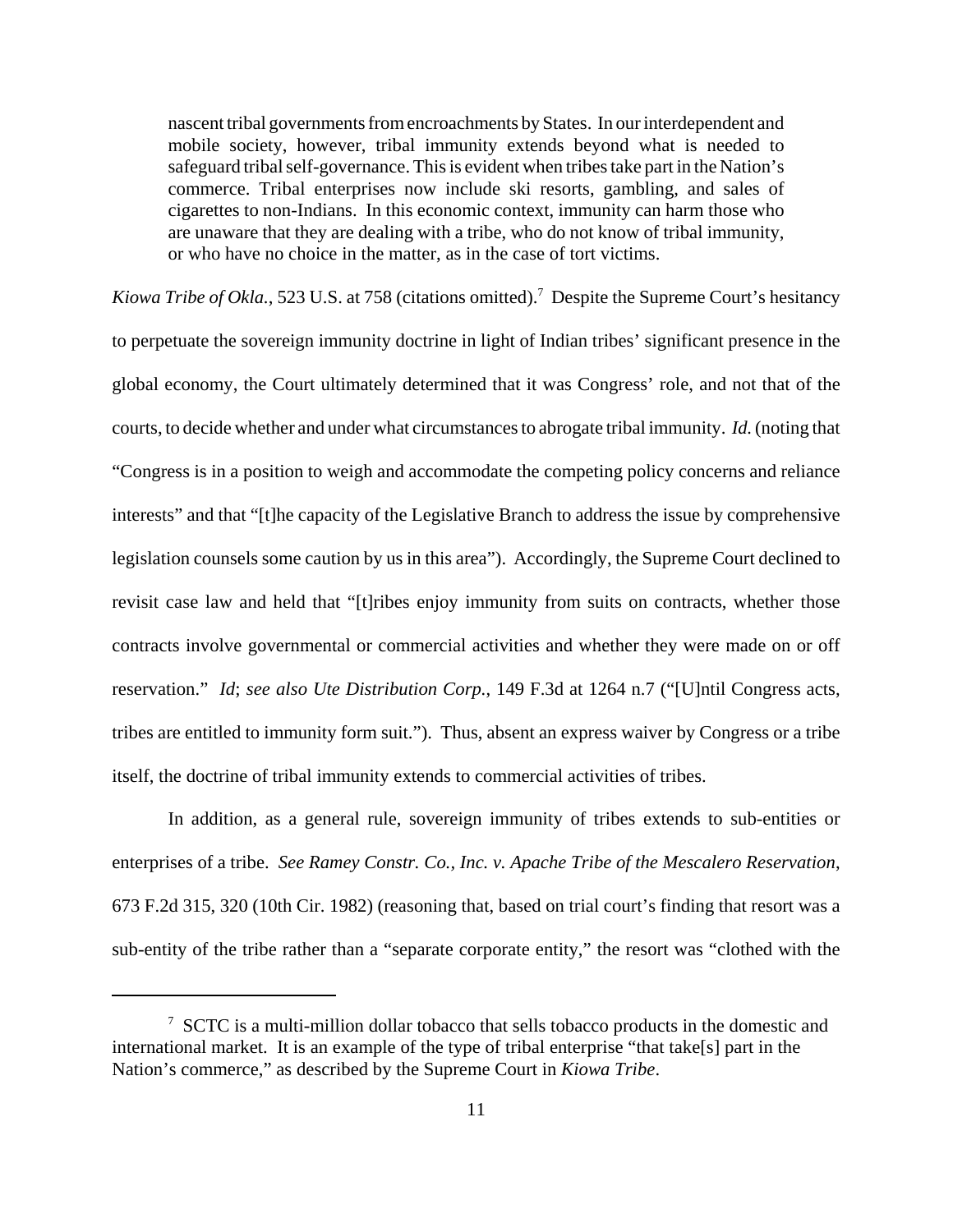> nascent tribal governments from encroachments by States. In our interdependent and mobile society, however, tribal immunity extends beyond what is needed to safeguard tribal self-governance. This is evident when tribes take part in the Nation's commerce. Tribal enterprises now include ski resorts, gambling, and sales of cigarettes to non-Indians. In this economic context, immunity can harm those who are unaware that they are dealing with a tribe, who do not know of tribal immunity, or who have no choice in the matter, as in the case of tort victims.

*Kiowa Tribe of Okla.*, 523 U.S. at 758 (citations omitted).[7] Despite the Supreme Court's hesitancy to perpetuate the sovereign immunity doctrine in light of Indian tribes' significant presence in the global economy, the Court ultimately determined that it was Congress' role, and not that of the courts, to decide whether and under what circumstances to abrogate tribal immunity. *Id.* (noting that "Congress is in a position to weigh and accommodate the competing policy concerns and reliance interests" and that "[t]he capacity of the Legislative Branch to address the issue by comprehensive legislation counsels some caution by us in this area"). Accordingly, the Supreme Court declined to revisit case law and held that "[t]ribes enjoy immunity from suits on contracts, whether those contracts involve governmental or commercial activities and whether they were made on or off reservation." *Id*; *see also Ute Distribution Corp.*, 149 F.3d at 1264 n.7 ("[U]ntil Congress acts, tribes are entitled to immunity form suit."). Thus, absent an express waiver by Congress or a tribe itself, the doctrine of tribal immunity extends to commercial activities of tribes.

In addition, as a general rule, sovereign immunity of tribes extends to sub-entities or enterprises of a tribe. *See Ramey Constr. Co., Inc. v. Apache Tribe of the Mescalero Reservation*, 673 F.2d 315, 320 (10th Cir. 1982) (reasoning that, based on trial court's finding that resort was a sub-entity of the tribe rather than a "separate corporate entity," the resort was "clothed with the

---

[7] SCTC is a multi-million dollar tobacco that sells tobacco products in the domestic and international market. It is an example of the type of tribal enterprise "that take[s] part in the Nation's commerce," as described by the Supreme Court in *Kiowa Tribe*.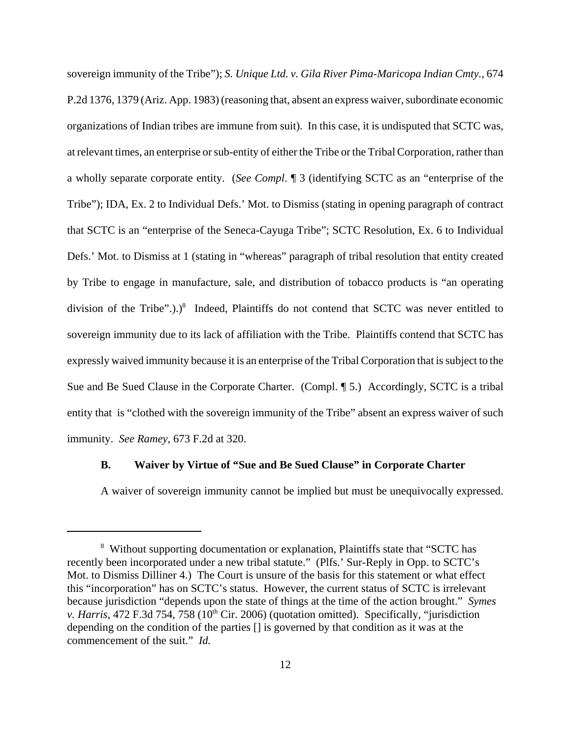sovereign immunity of the Tribe"); *S. Unique Ltd. v. Gila River Pima-Maricopa Indian Cmty.*, 674 P.2d 1376, 1379 (Ariz. App. 1983) (reasoning that, absent an express waiver, subordinate economic organizations of Indian tribes are immune from suit). In this case, it is undisputed that SCTC was, at relevant times, an enterprise or sub-entity of either the Tribe or the Tribal Corporation, rather than a wholly separate corporate entity. (*See Compl*. ¶ 3 (identifying SCTC as an "enterprise of the Tribe"); IDA, Ex. 2 to Individual Defs.' Mot. to Dismiss (stating in opening paragraph of contract that SCTC is an "enterprise of the Seneca-Cayuga Tribe"; SCTC Resolution, Ex. 6 to Individual Defs.' Mot. to Dismiss at 1 (stating in "whereas" paragraph of tribal resolution that entity created by Tribe to engage in manufacture, sale, and distribution of tobacco products is "an operating division of the Tribe".).)[8] Indeed, Plaintiffs do not contend that SCTC was never entitled to sovereign immunity due to its lack of affiliation with the Tribe. Plaintiffs contend that SCTC has expressly waived immunity because it is an enterprise of the Tribal Corporation that is subject to the Sue and Be Sued Clause in the Corporate Charter. (Compl. ¶ 5.) Accordingly, SCTC is a tribal entity that is "clothed with the sovereign immunity of the Tribe" absent an express waiver of such immunity. *See Ramey*, 673 F.2d at 320.

### B. Waiver by Virtue of "Sue and Be Sued Clause" in Corporate Charter

A waiver of sovereign immunity cannot be implied but must be unequivocally expressed.

---

[8] Without supporting documentation or explanation, Plaintiffs state that "SCTC has recently been incorporated under a new tribal statute." (Plfs.' Sur-Reply in Opp. to SCTC's Mot. to Dismiss Dilliner 4.) The Court is unsure of the basis for this statement or what effect this "incorporation" has on SCTC's status. However, the current status of SCTC is irrelevant because jurisdiction "depends upon the state of things at the time of the action brought." *Symes v. Harris*, 472 F.3d 754, 758 (10th Cir. 2006) (quotation omitted). Specifically, "jurisdiction depending on the condition of the parties [] is governed by that condition as it was at the commencement of the suit." *Id.*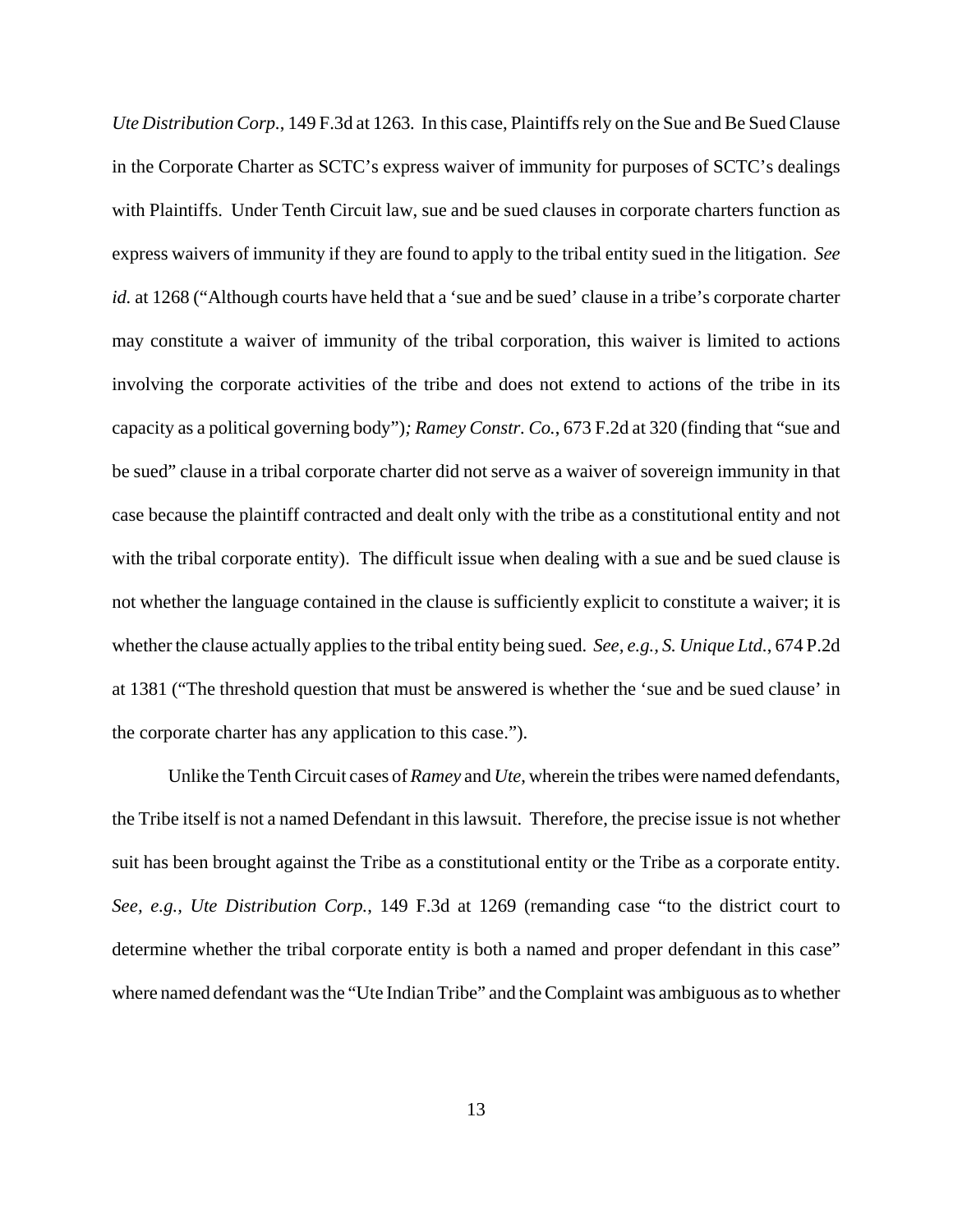*Ute Distribution Corp.*, 149 F.3d at 1263. In this case, Plaintiffs rely on the Sue and Be Sued Clause in the Corporate Charter as SCTC's express waiver of immunity for purposes of SCTC's dealings with Plaintiffs. Under Tenth Circuit law, sue and be sued clauses in corporate charters function as express waivers of immunity if they are found to apply to the tribal entity sued in the litigation. *See id.* at 1268 ("Although courts have held that a 'sue and be sued' clause in a tribe's corporate charter may constitute a waiver of immunity of the tribal corporation, this waiver is limited to actions involving the corporate activities of the tribe and does not extend to actions of the tribe in its capacity as a political governing body")*; Ramey Constr. Co.*, 673 F.2d at 320 (finding that "sue and be sued" clause in a tribal corporate charter did not serve as a waiver of sovereign immunity in that case because the plaintiff contracted and dealt only with the tribe as a constitutional entity and not with the tribal corporate entity). The difficult issue when dealing with a sue and be sued clause is not whether the language contained in the clause is sufficiently explicit to constitute a waiver; it is whether the clause actually applies to the tribal entity being sued. *See, e.g., S. Unique Ltd.*, 674 P.2d at 1381 ("The threshold question that must be answered is whether the 'sue and be sued clause' in the corporate charter has any application to this case.").

Unlike the Tenth Circuit cases of *Ramey* and *Ute*, wherein the tribes were named defendants, the Tribe itself is not a named Defendant in this lawsuit. Therefore, the precise issue is not whether suit has been brought against the Tribe as a constitutional entity or the Tribe as a corporate entity. *See, e.g., Ute Distribution Corp.*, 149 F.3d at 1269 (remanding case "to the district court to determine whether the tribal corporate entity is both a named and proper defendant in this case" where named defendant was the "Ute Indian Tribe" and the Complaint was ambiguous as to whether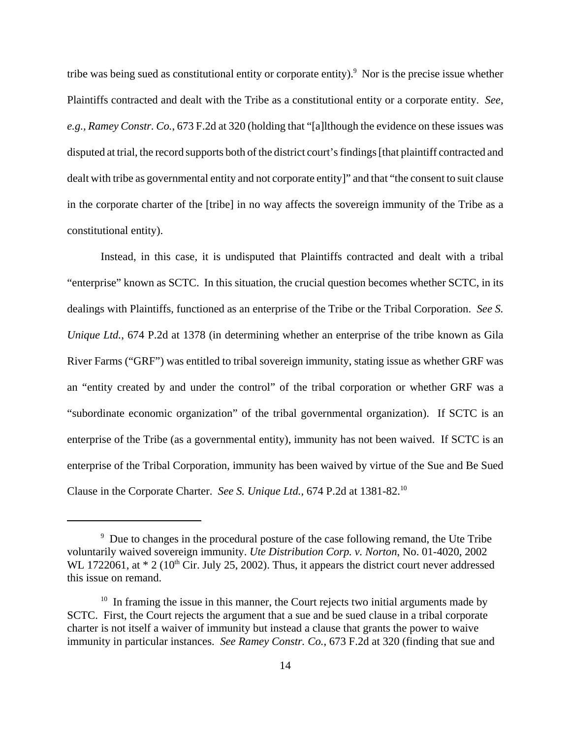tribe was being sued as constitutional entity or corporate entity).[9] Nor is the precise issue whether Plaintiffs contracted and dealt with the Tribe as a constitutional entity or a corporate entity. *See, e.g., Ramey Constr. Co.*, 673 F.2d at 320 (holding that "[a]lthough the evidence on these issues was disputed at trial, the record supports both of the district court's findings [that plaintiff contracted and dealt with tribe as governmental entity and not corporate entity]" and that "the consent to suit clause in the corporate charter of the [tribe] in no way affects the sovereign immunity of the Tribe as a constitutional entity).

Instead, in this case, it is undisputed that Plaintiffs contracted and dealt with a tribal "enterprise" known as SCTC. In this situation, the crucial question becomes whether SCTC, in its dealings with Plaintiffs, functioned as an enterprise of the Tribe or the Tribal Corporation. *See S. Unique Ltd.*, 674 P.2d at 1378 (in determining whether an enterprise of the tribe known as Gila River Farms ("GRF") was entitled to tribal sovereign immunity, stating issue as whether GRF was an "entity created by and under the control" of the tribal corporation or whether GRF was a "subordinate economic organization" of the tribal governmental organization). If SCTC is an enterprise of the Tribe (as a governmental entity), immunity has not been waived. If SCTC is an enterprise of the Tribal Corporation, immunity has been waived by virtue of the Sue and Be Sued Clause in the Corporate Charter. *See S. Unique Ltd.*, 674 P.2d at 1381-82.[10]

---

[9] Due to changes in the procedural posture of the case following remand, the Ute Tribe voluntarily waived sovereign immunity. *Ute Distribution Corp. v. Norton*, No. 01-4020, 2002 WL 1722061, at * 2 (10th Cir. July 25, 2002). Thus, it appears the district court never addressed this issue on remand.

[10] In framing the issue in this manner, the Court rejects two initial arguments made by SCTC. First, the Court rejects the argument that a sue and be sued clause in a tribal corporate charter is not itself a waiver of immunity but instead a clause that grants the power to waive immunity in particular instances. *See Ramey Constr. Co.*, 673 F.2d at 320 (finding that sue and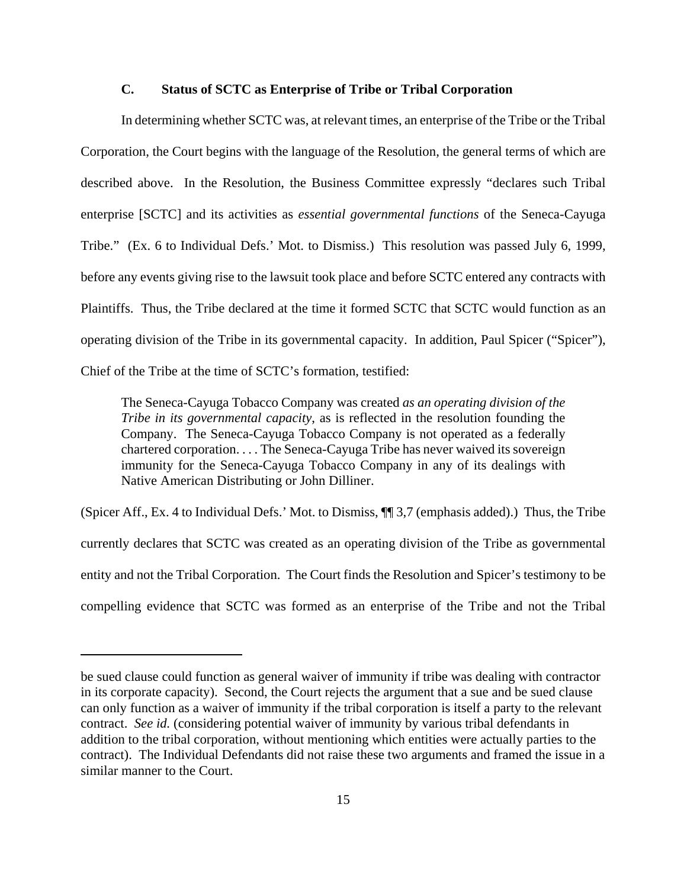### C. Status of SCTC as Enterprise of Tribe or Tribal Corporation

In determining whether SCTC was, at relevant times, an enterprise of the Tribe or the Tribal Corporation, the Court begins with the language of the Resolution, the general terms of which are described above. In the Resolution, the Business Committee expressly "declares such Tribal enterprise [SCTC] and its activities as *essential governmental functions* of the Seneca-Cayuga Tribe." (Ex. 6 to Individual Defs.' Mot. to Dismiss.) This resolution was passed July 6, 1999, before any events giving rise to the lawsuit took place and before SCTC entered any contracts with Plaintiffs. Thus, the Tribe declared at the time it formed SCTC that SCTC would function as an operating division of the Tribe in its governmental capacity. In addition, Paul Spicer ("Spicer"), Chief of the Tribe at the time of SCTC's formation, testified:

> The Seneca-Cayuga Tobacco Company was created *as an operating division of the Tribe in its governmental capacity*, as is reflected in the resolution founding the Company. The Seneca-Cayuga Tobacco Company is not operated as a federally chartered corporation. . . . The Seneca-Cayuga Tribe has never waived its sovereign immunity for the Seneca-Cayuga Tobacco Company in any of its dealings with Native American Distributing or John Dilliner.

(Spicer Aff., Ex. 4 to Individual Defs.' Mot. to Dismiss, ¶¶ 3,7 (emphasis added).) Thus, the Tribe currently declares that SCTC was created as an operating division of the Tribe as governmental entity and not the Tribal Corporation. The Court finds the Resolution and Spicer's testimony to be compelling evidence that SCTC was formed as an enterprise of the Tribe and not the Tribal

---

be sued clause could function as general waiver of immunity if tribe was dealing with contractor in its corporate capacity). Second, the Court rejects the argument that a sue and be sued clause can only function as a waiver of immunity if the tribal corporation is itself a party to the relevant contract. *See id.* (considering potential waiver of immunity by various tribal defendants in addition to the tribal corporation, without mentioning which entities were actually parties to the contract). The Individual Defendants did not raise these two arguments and framed the issue in a similar manner to the Court.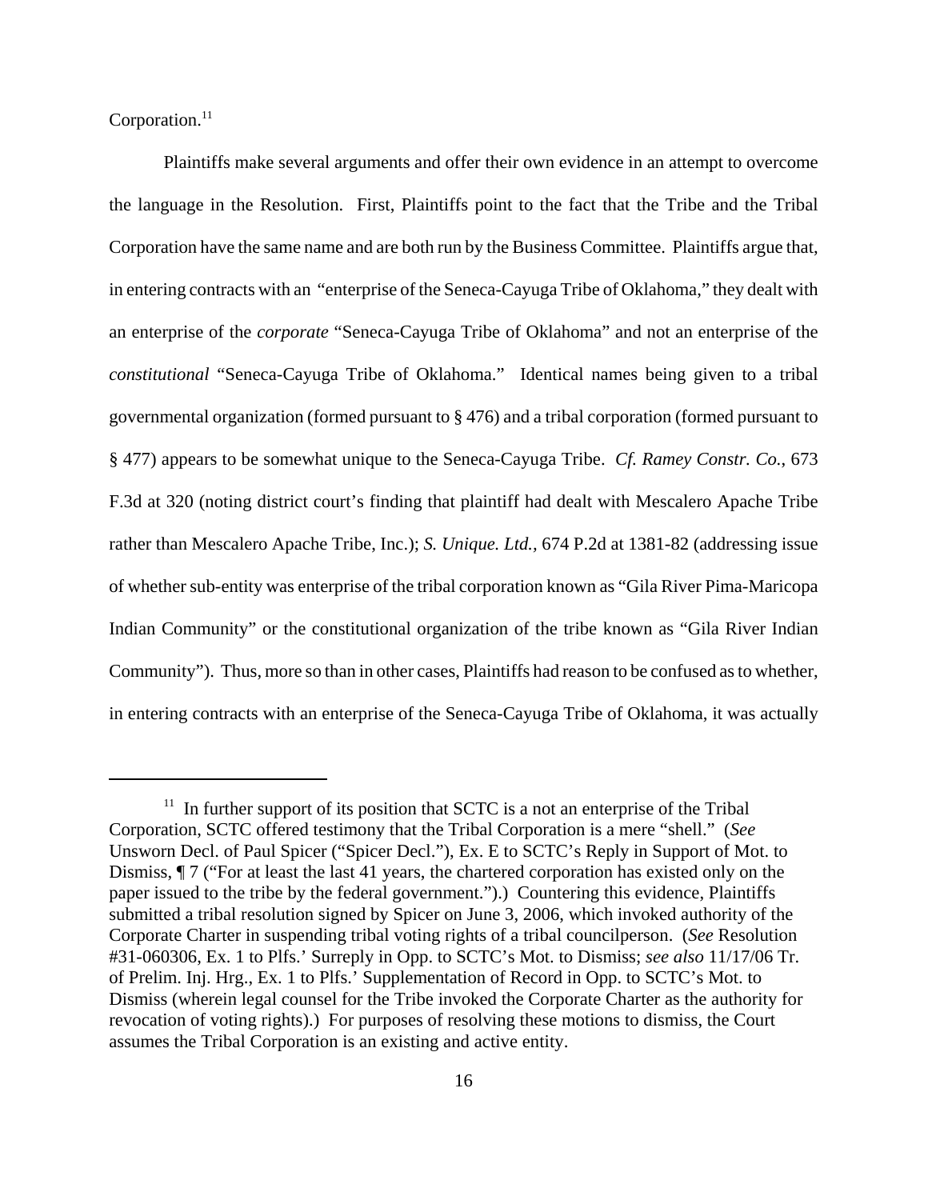Corporation.[11]

Plaintiffs make several arguments and offer their own evidence in an attempt to overcome the language in the Resolution. First, Plaintiffs point to the fact that the Tribe and the Tribal Corporation have the same name and are both run by the Business Committee. Plaintiffs argue that, in entering contracts with an "enterprise of the Seneca-Cayuga Tribe of Oklahoma," they dealt with an enterprise of the *corporate* "Seneca-Cayuga Tribe of Oklahoma" and not an enterprise of the *constitutional* "Seneca-Cayuga Tribe of Oklahoma." Identical names being given to a tribal governmental organization (formed pursuant to § 476) and a tribal corporation (formed pursuant to § 477) appears to be somewhat unique to the Seneca-Cayuga Tribe. *Cf. Ramey Constr. Co.*, 673 F.3d at 320 (noting district court's finding that plaintiff had dealt with Mescalero Apache Tribe rather than Mescalero Apache Tribe, Inc.); *S. Unique. Ltd.*, 674 P.2d at 1381-82 (addressing issue of whether sub-entity was enterprise of the tribal corporation known as "Gila River Pima-Maricopa Indian Community" or the constitutional organization of the tribe known as "Gila River Indian Community"). Thus, more so than in other cases, Plaintiffs had reason to be confused as to whether, in entering contracts with an enterprise of the Seneca-Cayuga Tribe of Oklahoma, it was actually

---

[11] In further support of its position that SCTC is a not an enterprise of the Tribal Corporation, SCTC offered testimony that the Tribal Corporation is a mere "shell." (*See* Unsworn Decl. of Paul Spicer ("Spicer Decl."), Ex. E to SCTC's Reply in Support of Mot. to Dismiss, ¶ 7 ("For at least the last 41 years, the chartered corporation has existed only on the paper issued to the tribe by the federal government.").) Countering this evidence, Plaintiffs submitted a tribal resolution signed by Spicer on June 3, 2006, which invoked authority of the Corporate Charter in suspending tribal voting rights of a tribal councilperson. (*See* Resolution #31-060306, Ex. 1 to Plfs.' Surreply in Opp. to SCTC's Mot. to Dismiss; *see also* 11/17/06 Tr. of Prelim. Inj. Hrg., Ex. 1 to Plfs.' Supplementation of Record in Opp. to SCTC's Mot. to Dismiss (wherein legal counsel for the Tribe invoked the Corporate Charter as the authority for revocation of voting rights).) For purposes of resolving these motions to dismiss, the Court assumes the Tribal Corporation is an existing and active entity.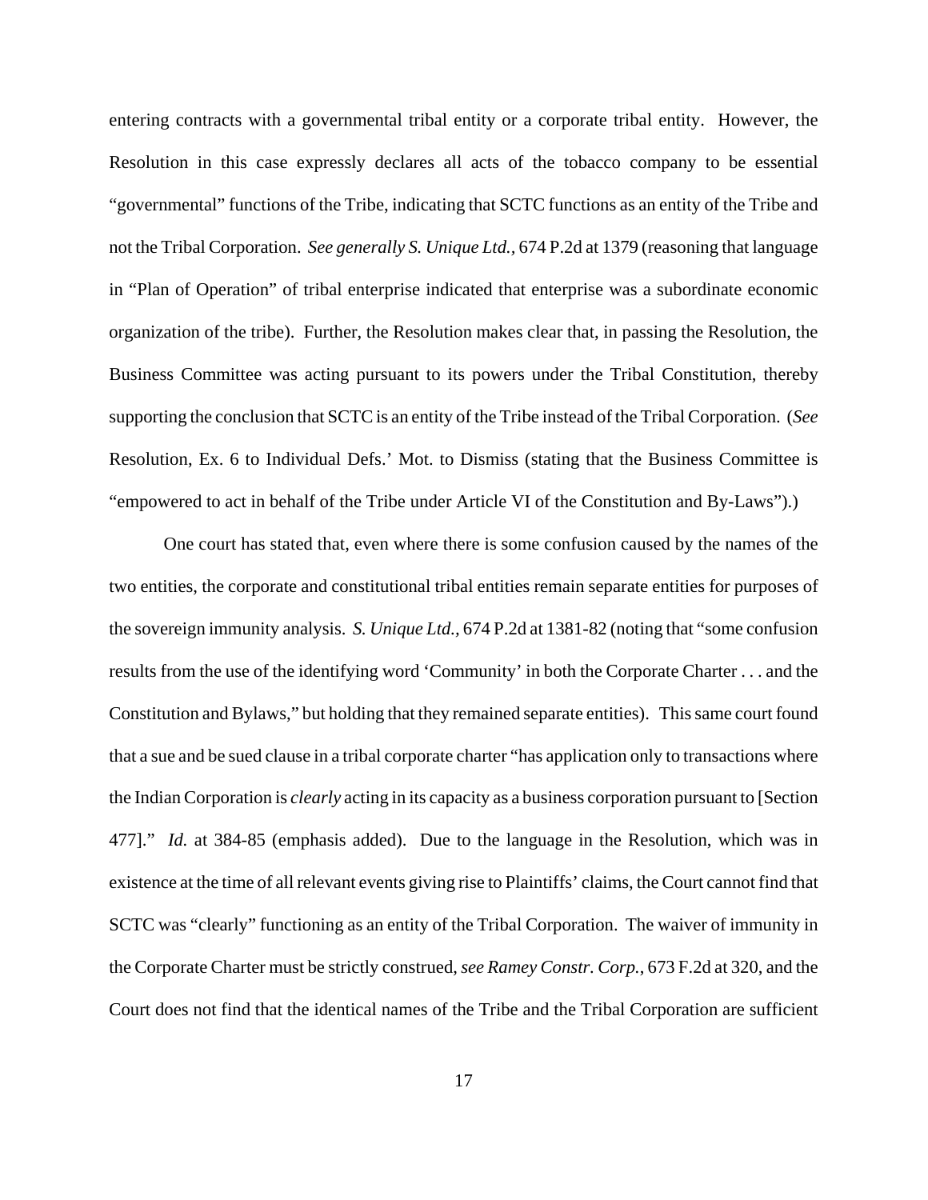entering contracts with a governmental tribal entity or a corporate tribal entity. However, the Resolution in this case expressly declares all acts of the tobacco company to be essential "governmental" functions of the Tribe, indicating that SCTC functions as an entity of the Tribe and not the Tribal Corporation. *See generally S. Unique Ltd.*, 674 P.2d at 1379 (reasoning that language in "Plan of Operation" of tribal enterprise indicated that enterprise was a subordinate economic organization of the tribe). Further, the Resolution makes clear that, in passing the Resolution, the Business Committee was acting pursuant to its powers under the Tribal Constitution, thereby supporting the conclusion that SCTC is an entity of the Tribe instead of the Tribal Corporation. (*See* Resolution, Ex. 6 to Individual Defs.' Mot. to Dismiss (stating that the Business Committee is "empowered to act in behalf of the Tribe under Article VI of the Constitution and By-Laws").)

One court has stated that, even where there is some confusion caused by the names of the two entities, the corporate and constitutional tribal entities remain separate entities for purposes of the sovereign immunity analysis. *S. Unique Ltd.*, 674 P.2d at 1381-82 (noting that "some confusion results from the use of the identifying word 'Community' in both the Corporate Charter . . . and the Constitution and Bylaws," but holding that they remained separate entities). This same court found that a sue and be sued clause in a tribal corporate charter "has application only to transactions where the Indian Corporation is *clearly* acting in its capacity as a business corporation pursuant to [Section 477]." *Id.* at 384-85 (emphasis added). Due to the language in the Resolution, which was in existence at the time of all relevant events giving rise to Plaintiffs' claims, the Court cannot find that SCTC was "clearly" functioning as an entity of the Tribal Corporation. The waiver of immunity in the Corporate Charter must be strictly construed, *see Ramey Constr. Corp.*, 673 F.2d at 320, and the Court does not find that the identical names of the Tribe and the Tribal Corporation are sufficient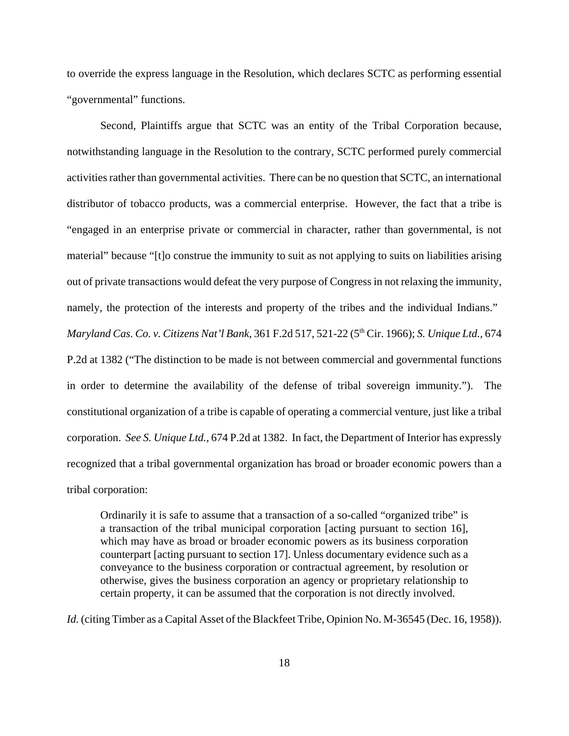to override the express language in the Resolution, which declares SCTC as performing essential "governmental" functions.

Second, Plaintiffs argue that SCTC was an entity of the Tribal Corporation because, notwithstanding language in the Resolution to the contrary, SCTC performed purely commercial activities rather than governmental activities. There can be no question that SCTC, an international distributor of tobacco products, was a commercial enterprise. However, the fact that a tribe is "engaged in an enterprise private or commercial in character, rather than governmental, is not material" because "[t]o construe the immunity to suit as not applying to suits on liabilities arising out of private transactions would defeat the very purpose of Congress in not relaxing the immunity, namely, the protection of the interests and property of the tribes and the individual Indians." *Maryland Cas. Co. v. Citizens Nat'l Bank*, 361 F.2d 517, 521-22 (5th Cir. 1966); *S. Unique Ltd.*, 674 P.2d at 1382 ("The distinction to be made is not between commercial and governmental functions in order to determine the availability of the defense of tribal sovereign immunity."). The constitutional organization of a tribe is capable of operating a commercial venture, just like a tribal corporation. *See S. Unique Ltd.*, 674 P.2d at 1382. In fact, the Department of Interior has expressly recognized that a tribal governmental organization has broad or broader economic powers than a tribal corporation:

> Ordinarily it is safe to assume that a transaction of a so-called "organized tribe" is a transaction of the tribal municipal corporation [acting pursuant to section 16], which may have as broad or broader economic powers as its business corporation counterpart [acting pursuant to section 17]. Unless documentary evidence such as a conveyance to the business corporation or contractual agreement, by resolution or otherwise, gives the business corporation an agency or proprietary relationship to certain property, it can be assumed that the corporation is not directly involved.

*Id.* (citing Timber as a Capital Asset of the Blackfeet Tribe, Opinion No. M-36545 (Dec. 16, 1958)).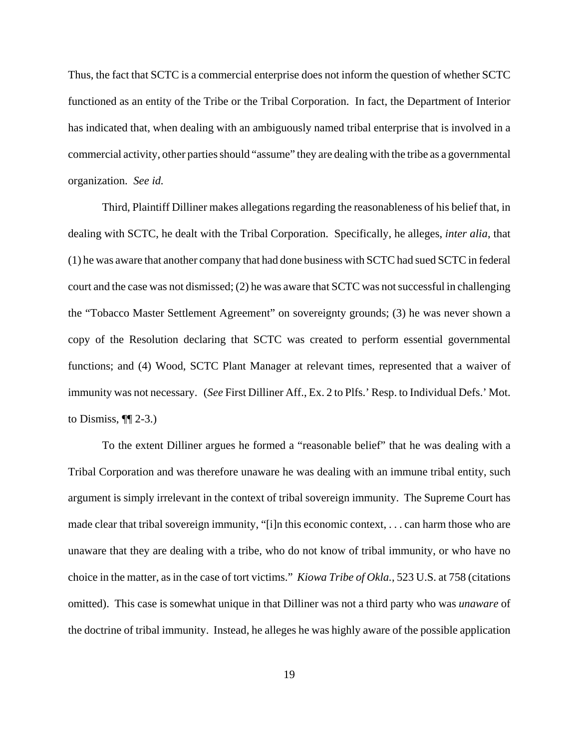Thus, the fact that SCTC is a commercial enterprise does not inform the question of whether SCTC functioned as an entity of the Tribe or the Tribal Corporation. In fact, the Department of Interior has indicated that, when dealing with an ambiguously named tribal enterprise that is involved in a commercial activity, other parties should "assume" they are dealing with the tribe as a governmental organization. *See id.*

Third, Plaintiff Dilliner makes allegations regarding the reasonableness of his belief that, in dealing with SCTC, he dealt with the Tribal Corporation. Specifically, he alleges, *inter alia*, that (1) he was aware that another company that had done business with SCTC had sued SCTC in federal court and the case was not dismissed; (2) he was aware that SCTC was not successful in challenging the "Tobacco Master Settlement Agreement" on sovereignty grounds; (3) he was never shown a copy of the Resolution declaring that SCTC was created to perform essential governmental functions; and (4) Wood, SCTC Plant Manager at relevant times, represented that a waiver of immunity was not necessary. (*See* First Dilliner Aff., Ex. 2 to Plfs.' Resp. to Individual Defs.' Mot. to Dismiss, ¶¶ 2-3.)

To the extent Dilliner argues he formed a "reasonable belief" that he was dealing with a Tribal Corporation and was therefore unaware he was dealing with an immune tribal entity, such argument is simply irrelevant in the context of tribal sovereign immunity. The Supreme Court has made clear that tribal sovereign immunity, "[i]n this economic context, . . . can harm those who are unaware that they are dealing with a tribe, who do not know of tribal immunity, or who have no choice in the matter, as in the case of tort victims." *Kiowa Tribe of Okla.*, 523 U.S. at 758 (citations omitted). This case is somewhat unique in that Dilliner was not a third party who was *unaware* of the doctrine of tribal immunity. Instead, he alleges he was highly aware of the possible application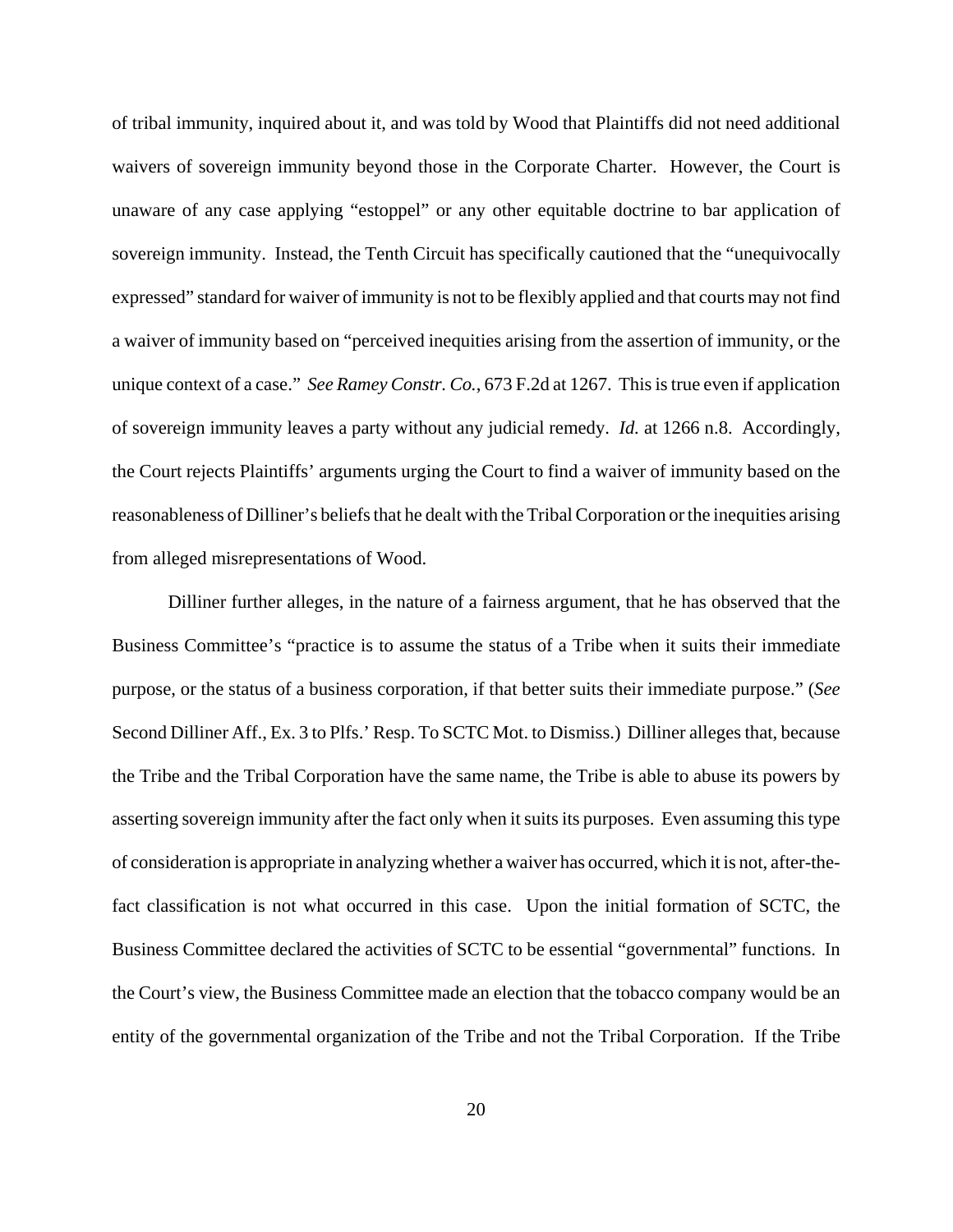of tribal immunity, inquired about it, and was told by Wood that Plaintiffs did not need additional waivers of sovereign immunity beyond those in the Corporate Charter. However, the Court is unaware of any case applying "estoppel" or any other equitable doctrine to bar application of sovereign immunity. Instead, the Tenth Circuit has specifically cautioned that the "unequivocally expressed" standard for waiver of immunity is not to be flexibly applied and that courts may not find a waiver of immunity based on "perceived inequities arising from the assertion of immunity, or the unique context of a case." *See Ramey Constr. Co.*, 673 F.2d at 1267. This is true even if application of sovereign immunity leaves a party without any judicial remedy. *Id.* at 1266 n.8. Accordingly, the Court rejects Plaintiffs' arguments urging the Court to find a waiver of immunity based on the reasonableness of Dilliner's beliefs that he dealt with the Tribal Corporation or the inequities arising from alleged misrepresentations of Wood.

Dilliner further alleges, in the nature of a fairness argument, that he has observed that the Business Committee's "practice is to assume the status of a Tribe when it suits their immediate purpose, or the status of a business corporation, if that better suits their immediate purpose." (*See* Second Dilliner Aff., Ex. 3 to Plfs.' Resp. To SCTC Mot. to Dismiss.) Dilliner alleges that, because the Tribe and the Tribal Corporation have the same name, the Tribe is able to abuse its powers by asserting sovereign immunity after the fact only when it suits its purposes. Even assuming this type of consideration is appropriate in analyzing whether a waiver has occurred, which it is not, after-the-fact classification is not what occurred in this case. Upon the initial formation of SCTC, the Business Committee declared the activities of SCTC to be essential "governmental" functions. In the Court's view, the Business Committee made an election that the tobacco company would be an entity of the governmental organization of the Tribe and not the Tribal Corporation. If the Tribe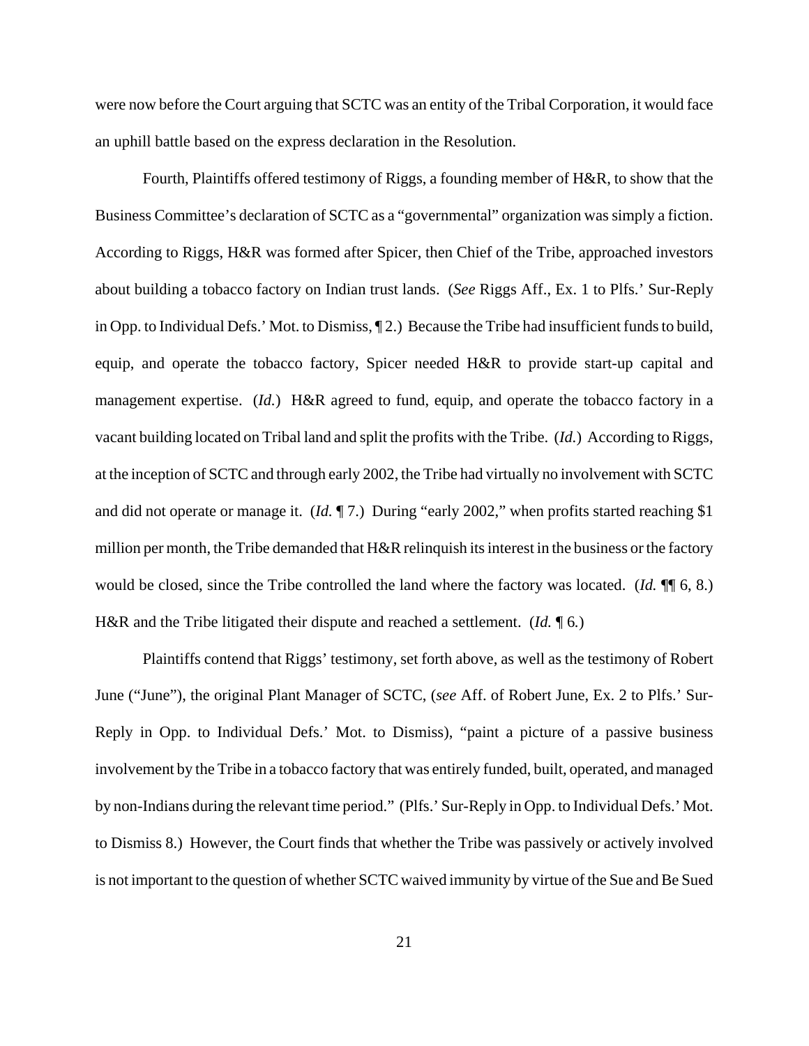were now before the Court arguing that SCTC was an entity of the Tribal Corporation, it would face an uphill battle based on the express declaration in the Resolution.

Fourth, Plaintiffs offered testimony of Riggs, a founding member of H&R, to show that the Business Committee's declaration of SCTC as a "governmental" organization was simply a fiction. According to Riggs, H&R was formed after Spicer, then Chief of the Tribe, approached investors about building a tobacco factory on Indian trust lands. (*See* Riggs Aff., Ex. 1 to Plfs.' Sur-Reply in Opp. to Individual Defs.' Mot. to Dismiss, ¶ 2.) Because the Tribe had insufficient funds to build, equip, and operate the tobacco factory, Spicer needed H&R to provide start-up capital and management expertise. (*Id.*) H&R agreed to fund, equip, and operate the tobacco factory in a vacant building located on Tribal land and split the profits with the Tribe. (*Id.*) According to Riggs, at the inception of SCTC and through early 2002, the Tribe had virtually no involvement with SCTC and did not operate or manage it. (*Id.* ¶ 7.) During "early 2002," when profits started reaching $1 million per month, the Tribe demanded that H&R relinquish its interest in the business or the factory would be closed, since the Tribe controlled the land where the factory was located. (*Id.* ¶¶ 6, 8.) H&R and the Tribe litigated their dispute and reached a settlement. (*Id.* ¶ 6.)

Plaintiffs contend that Riggs' testimony, set forth above, as well as the testimony of Robert June ("June"), the original Plant Manager of SCTC, (*see* Aff. of Robert June, Ex. 2 to Plfs.' Sur-Reply in Opp. to Individual Defs.' Mot. to Dismiss), "paint a picture of a passive business involvement by the Tribe in a tobacco factory that was entirely funded, built, operated, and managed by non-Indians during the relevant time period." (Plfs.' Sur-Reply in Opp. to Individual Defs.' Mot. to Dismiss 8.) However, the Court finds that whether the Tribe was passively or actively involved is not important to the question of whether SCTC waived immunity by virtue of the Sue and Be Sued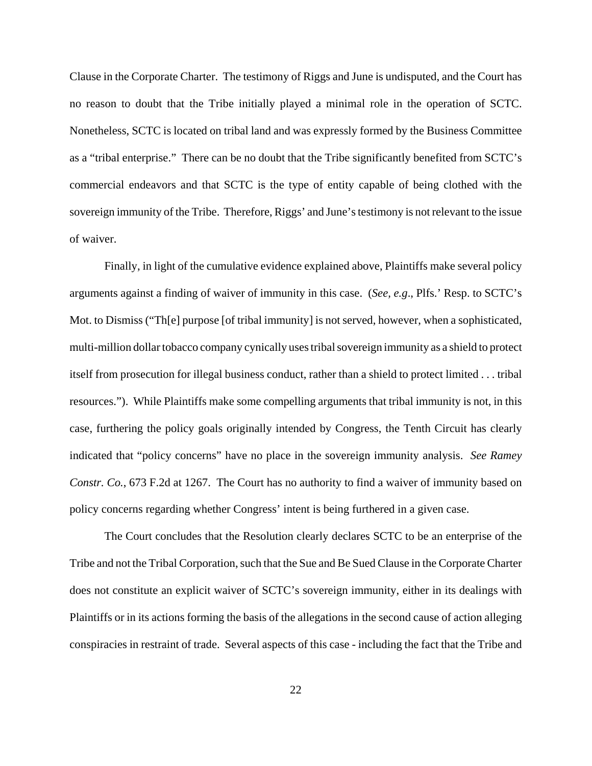Clause in the Corporate Charter. The testimony of Riggs and June is undisputed, and the Court has no reason to doubt that the Tribe initially played a minimal role in the operation of SCTC. Nonetheless, SCTC is located on tribal land and was expressly formed by the Business Committee as a "tribal enterprise." There can be no doubt that the Tribe significantly benefited from SCTC's commercial endeavors and that SCTC is the type of entity capable of being clothed with the sovereign immunity of the Tribe. Therefore, Riggs' and June's testimony is not relevant to the issue of waiver.

Finally, in light of the cumulative evidence explained above, Plaintiffs make several policy arguments against a finding of waiver of immunity in this case. (*See, e.g*., Plfs.' Resp. to SCTC's Mot. to Dismiss ("Th[e] purpose [of tribal immunity] is not served, however, when a sophisticated, multi-million dollar tobacco company cynically uses tribal sovereign immunity as a shield to protect itself from prosecution for illegal business conduct, rather than a shield to protect limited . . . tribal resources."). While Plaintiffs make some compelling arguments that tribal immunity is not, in this case, furthering the policy goals originally intended by Congress, the Tenth Circuit has clearly indicated that "policy concerns" have no place in the sovereign immunity analysis. *See Ramey Constr. Co.*, 673 F.2d at 1267. The Court has no authority to find a waiver of immunity based on policy concerns regarding whether Congress' intent is being furthered in a given case.

The Court concludes that the Resolution clearly declares SCTC to be an enterprise of the Tribe and not the Tribal Corporation, such that the Sue and Be Sued Clause in the Corporate Charter does not constitute an explicit waiver of SCTC's sovereign immunity, either in its dealings with Plaintiffs or in its actions forming the basis of the allegations in the second cause of action alleging conspiracies in restraint of trade. Several aspects of this case - including the fact that the Tribe and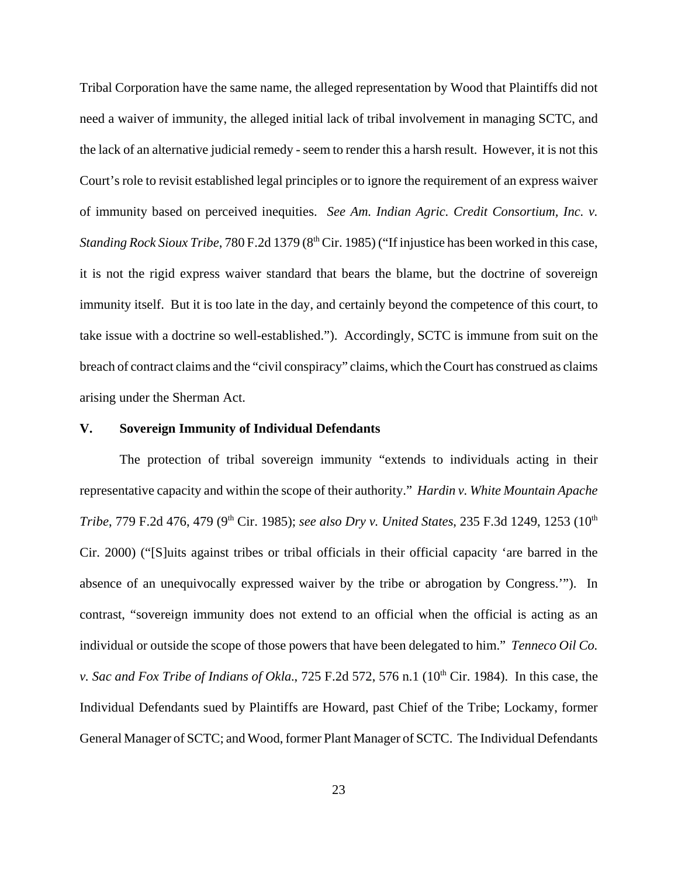Tribal Corporation have the same name, the alleged representation by Wood that Plaintiffs did not need a waiver of immunity, the alleged initial lack of tribal involvement in managing SCTC, and the lack of an alternative judicial remedy - seem to render this a harsh result. However, it is not this Court's role to revisit established legal principles or to ignore the requirement of an express waiver of immunity based on perceived inequities. *See Am. Indian Agric. Credit Consortium, Inc. v. Standing Rock Sioux Tribe*, 780 F.2d 1379 (8th Cir. 1985) ("If injustice has been worked in this case, it is not the rigid express waiver standard that bears the blame, but the doctrine of sovereign immunity itself. But it is too late in the day, and certainly beyond the competence of this court, to take issue with a doctrine so well-established."). Accordingly, SCTC is immune from suit on the breach of contract claims and the "civil conspiracy" claims, which the Court has construed as claims arising under the Sherman Act.

### V. Sovereign Immunity of Individual Defendants

The protection of tribal sovereign immunity "extends to individuals acting in their representative capacity and within the scope of their authority." *Hardin v. White Mountain Apache Tribe*, 779 F.2d 476, 479 (9th Cir. 1985); *see also Dry v. United States*, 235 F.3d 1249, 1253 (10th Cir. 2000) ("[S]uits against tribes or tribal officials in their official capacity 'are barred in the absence of an unequivocally expressed waiver by the tribe or abrogation by Congress.'"). In contrast, "sovereign immunity does not extend to an official when the official is acting as an individual or outside the scope of those powers that have been delegated to him." *Tenneco Oil Co. v. Sac and Fox Tribe of Indians of Okla.*, 725 F.2d 572, 576 n.1 (10th Cir. 1984). In this case, the Individual Defendants sued by Plaintiffs are Howard, past Chief of the Tribe; Lockamy, former General Manager of SCTC; and Wood, former Plant Manager of SCTC. The Individual Defendants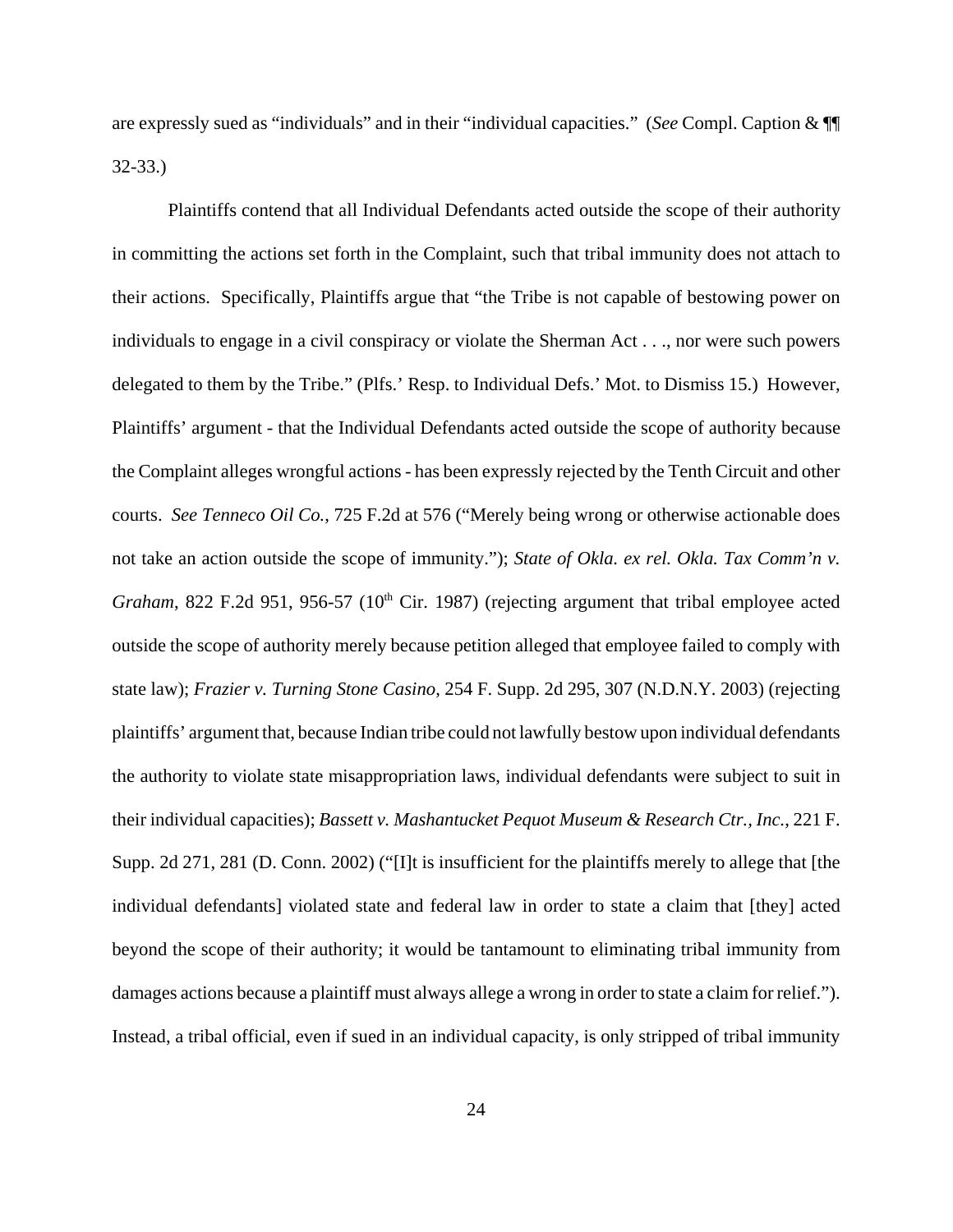are expressly sued as "individuals" and in their "individual capacities." (*See* Compl. Caption & ¶¶ 32-33.)

Plaintiffs contend that all Individual Defendants acted outside the scope of their authority in committing the actions set forth in the Complaint, such that tribal immunity does not attach to their actions. Specifically, Plaintiffs argue that "the Tribe is not capable of bestowing power on individuals to engage in a civil conspiracy or violate the Sherman Act . . ., nor were such powers delegated to them by the Tribe." (Plfs.' Resp. to Individual Defs.' Mot. to Dismiss 15.) However, Plaintiffs' argument - that the Individual Defendants acted outside the scope of authority because the Complaint alleges wrongful actions - has been expressly rejected by the Tenth Circuit and other courts. *See Tenneco Oil Co.*, 725 F.2d at 576 ("Merely being wrong or otherwise actionable does not take an action outside the scope of immunity."); *State of Okla. ex rel. Okla. Tax Comm'n v. Graham*, 822 F.2d 951, 956-57 (10th Cir. 1987) (rejecting argument that tribal employee acted outside the scope of authority merely because petition alleged that employee failed to comply with state law); *Frazier v. Turning Stone Casino*, 254 F. Supp. 2d 295, 307 (N.D.N.Y. 2003) (rejecting plaintiffs' argument that, because Indian tribe could not lawfully bestow upon individual defendants the authority to violate state misappropriation laws, individual defendants were subject to suit in their individual capacities); *Bassett v. Mashantucket Pequot Museum & Research Ctr., Inc.*, 221 F. Supp. 2d 271, 281 (D. Conn. 2002) ("[I]t is insufficient for the plaintiffs merely to allege that [the individual defendants] violated state and federal law in order to state a claim that [they] acted beyond the scope of their authority; it would be tantamount to eliminating tribal immunity from damages actions because a plaintiff must always allege a wrong in order to state a claim for relief."). Instead, a tribal official, even if sued in an individual capacity, is only stripped of tribal immunity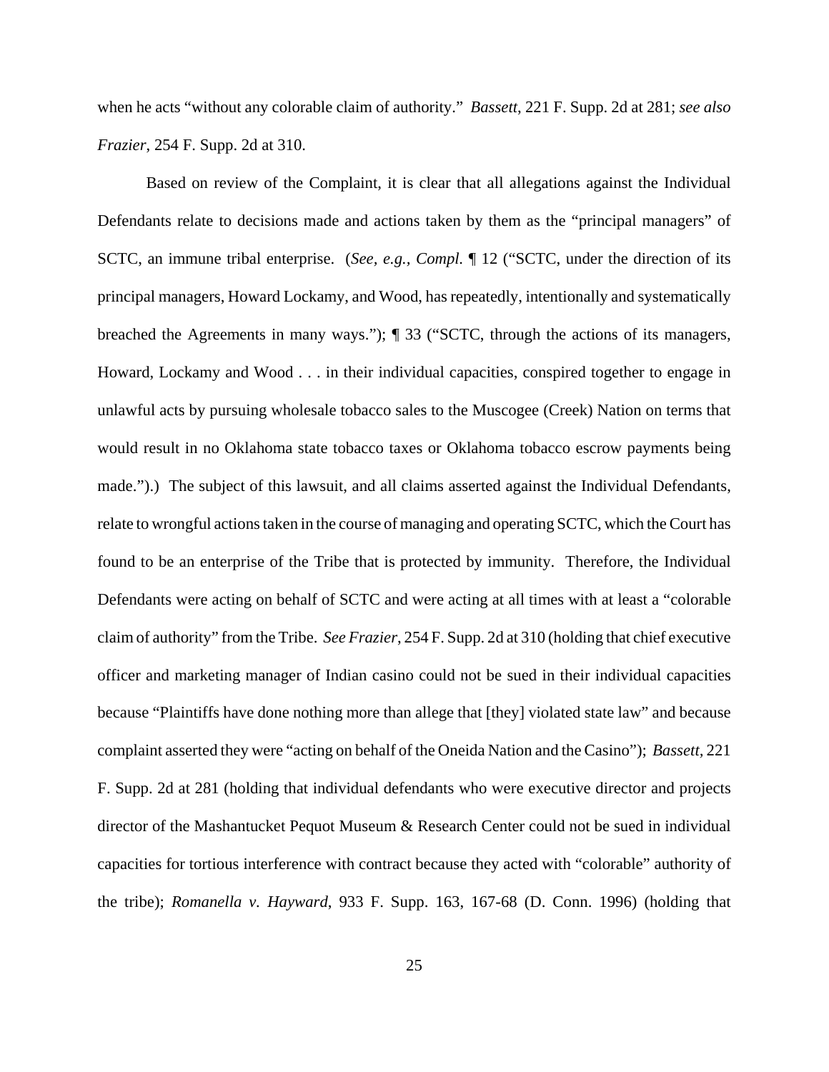when he acts "without any colorable claim of authority." *Bassett*, 221 F. Supp. 2d at 281; *see also Frazier*, 254 F. Supp. 2d at 310.

Based on review of the Complaint, it is clear that all allegations against the Individual Defendants relate to decisions made and actions taken by them as the "principal managers" of SCTC, an immune tribal enterprise. (*See, e.g., Compl.* ¶ 12 ("SCTC, under the direction of its principal managers, Howard Lockamy, and Wood, has repeatedly, intentionally and systematically breached the Agreements in many ways."); ¶ 33 ("SCTC, through the actions of its managers, Howard, Lockamy and Wood . . . in their individual capacities, conspired together to engage in unlawful acts by pursuing wholesale tobacco sales to the Muscogee (Creek) Nation on terms that would result in no Oklahoma state tobacco taxes or Oklahoma tobacco escrow payments being made.").) The subject of this lawsuit, and all claims asserted against the Individual Defendants, relate to wrongful actions taken in the course of managing and operating SCTC, which the Court has found to be an enterprise of the Tribe that is protected by immunity. Therefore, the Individual Defendants were acting on behalf of SCTC and were acting at all times with at least a "colorable claim of authority" from the Tribe. *See Frazier*, 254 F. Supp. 2d at 310 (holding that chief executive officer and marketing manager of Indian casino could not be sued in their individual capacities because "Plaintiffs have done nothing more than allege that [they] violated state law" and because complaint asserted they were "acting on behalf of the Oneida Nation and the Casino"); *Bassett,* 221 F. Supp. 2d at 281 (holding that individual defendants who were executive director and projects director of the Mashantucket Pequot Museum & Research Center could not be sued in individual capacities for tortious interference with contract because they acted with "colorable" authority of the tribe); *Romanella v. Hayward*, 933 F. Supp. 163, 167-68 (D. Conn. 1996) (holding that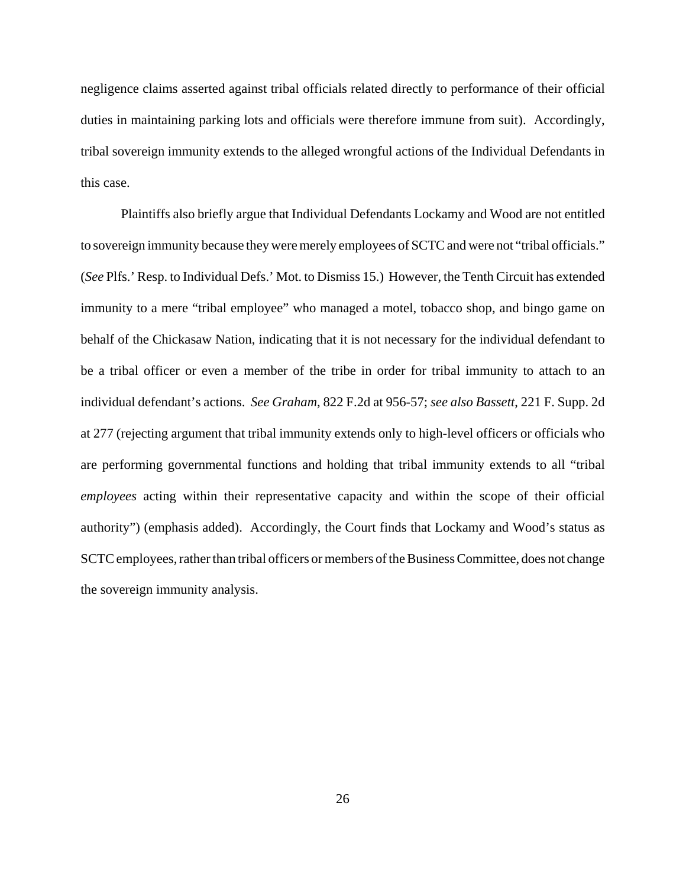negligence claims asserted against tribal officials related directly to performance of their official duties in maintaining parking lots and officials were therefore immune from suit). Accordingly, tribal sovereign immunity extends to the alleged wrongful actions of the Individual Defendants in this case.

Plaintiffs also briefly argue that Individual Defendants Lockamy and Wood are not entitled to sovereign immunity because they were merely employees of SCTC and were not "tribal officials." (*See* Plfs.' Resp. to Individual Defs.' Mot. to Dismiss 15.) However, the Tenth Circuit has extended immunity to a mere "tribal employee" who managed a motel, tobacco shop, and bingo game on behalf of the Chickasaw Nation, indicating that it is not necessary for the individual defendant to be a tribal officer or even a member of the tribe in order for tribal immunity to attach to an individual defendant's actions. *See Graham*, 822 F.2d at 956-57; *see also Bassett*, 221 F. Supp. 2d at 277 (rejecting argument that tribal immunity extends only to high-level officers or officials who are performing governmental functions and holding that tribal immunity extends to all "tribal *employees* acting within their representative capacity and within the scope of their official authority") (emphasis added). Accordingly, the Court finds that Lockamy and Wood's status as SCTC employees, rather than tribal officers or members of the Business Committee, does not change the sovereign immunity analysis.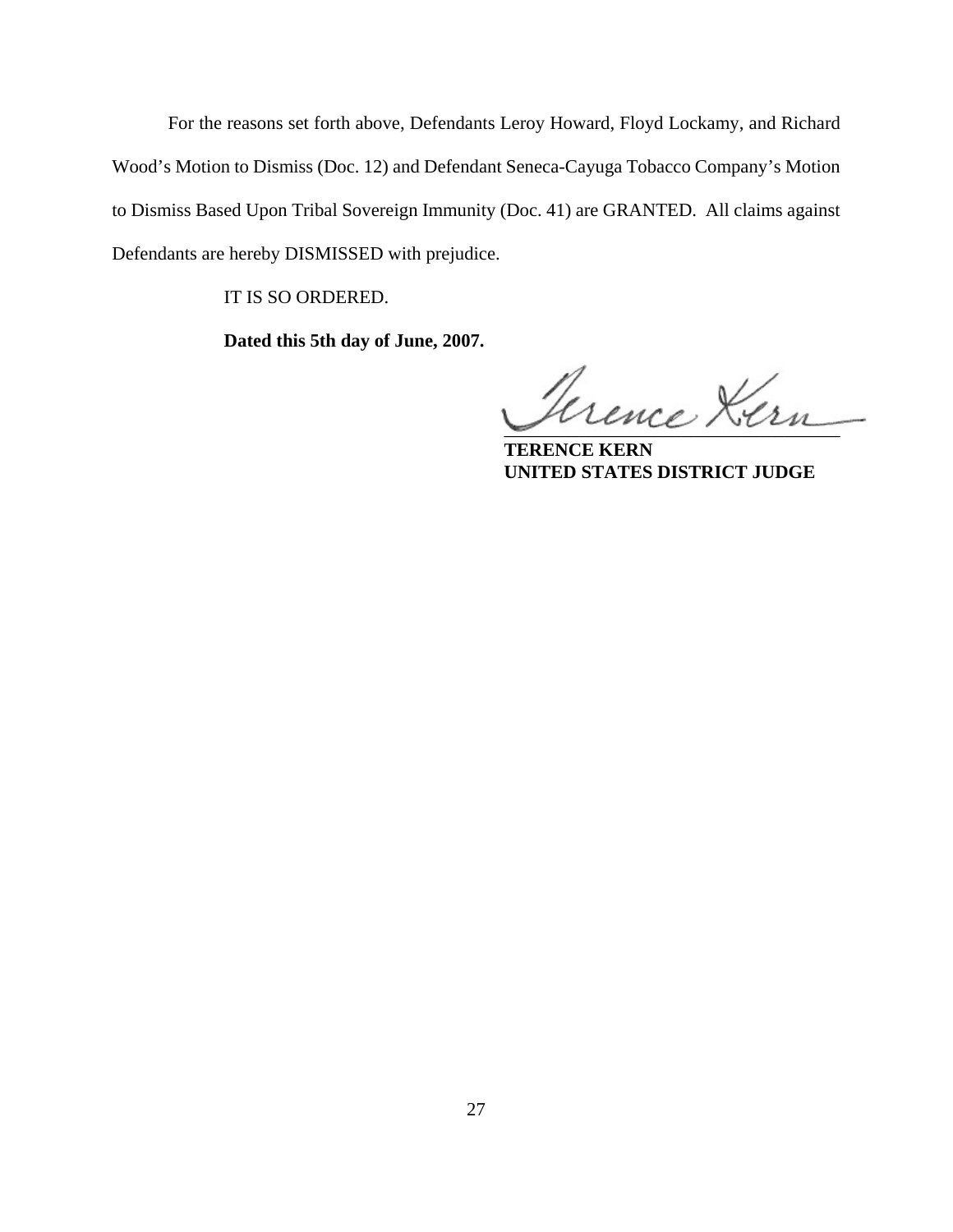For the reasons set forth above, Defendants Leroy Howard, Floyd Lockamy, and Richard Wood's Motion to Dismiss (Doc. 12) and Defendant Seneca-Cayuga Tobacco Company's Motion to Dismiss Based Upon Tribal Sovereign Immunity (Doc. 41) are GRANTED. All claims against Defendants are hereby DISMISSED with prejudice.

IT IS SO ORDERED.

**Dated this 5th day of June, 2007.**

Terence Kern

**TERENCE KERN**
**UNITED STATES DISTRICT JUDGE**